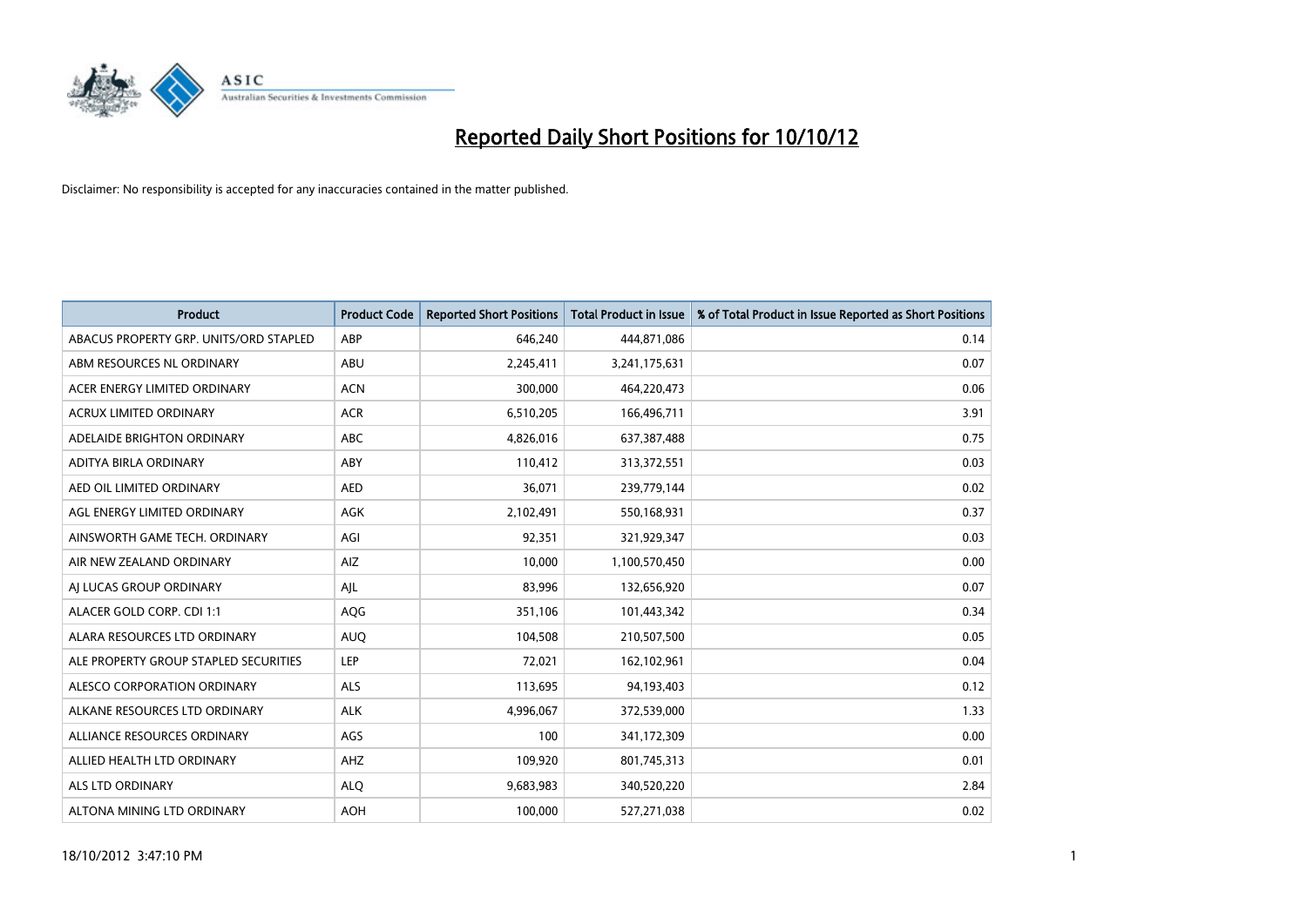# Reported Daily Short Positions for 10/10/12

Disclaimer: No responsibility is accepted for any inaccuracies contained in the matter published.

| Product | Product Code | Reported Short Positions | Total Product in Issue | % of Total Product in Issue Reported as Short Positions |
|---|---|---|---|---|
| ABACUS PROPERTY GRP. UNITS/ORD STAPLED | ABP | 646,240 | 444,871,086 | 0.14 |
| ABM RESOURCES NL ORDINARY | ABU | 2,245,411 | 3,241,175,631 | 0.07 |
| ACER ENERGY LIMITED ORDINARY | ACN | 300,000 | 464,220,473 | 0.06 |
| ACRUX LIMITED ORDINARY | ACR | 6,510,205 | 166,496,711 | 3.91 |
| ADELAIDE BRIGHTON ORDINARY | ABC | 4,826,016 | 637,387,488 | 0.75 |
| ADITYA BIRLA ORDINARY | ABY | 110,412 | 313,372,551 | 0.03 |
| AED OIL LIMITED ORDINARY | AED | 36,071 | 239,779,144 | 0.02 |
| AGL ENERGY LIMITED ORDINARY | AGK | 2,102,491 | 550,168,931 | 0.37 |
| AINSWORTH GAME TECH. ORDINARY | AGI | 92,351 | 321,929,347 | 0.03 |
| AIR NEW ZEALAND ORDINARY | AIZ | 10,000 | 1,100,570,450 | 0.00 |
| AJ LUCAS GROUP ORDINARY | AJL | 83,996 | 132,656,920 | 0.07 |
| ALACER GOLD CORP. CDI 1:1 | AQG | 351,106 | 101,443,342 | 0.34 |
| ALARA RESOURCES LTD ORDINARY | AUQ | 104,508 | 210,507,500 | 0.05 |
| ALE PROPERTY GROUP STAPLED SECURITIES | LEP | 72,021 | 162,102,961 | 0.04 |
| ALESCO CORPORATION ORDINARY | ALS | 113,695 | 94,193,403 | 0.12 |
| ALKANE RESOURCES LTD ORDINARY | ALK | 4,996,067 | 372,539,000 | 1.33 |
| ALLIANCE RESOURCES ORDINARY | AGS | 100 | 341,172,309 | 0.00 |
| ALLIED HEALTH LTD ORDINARY | AHZ | 109,920 | 801,745,313 | 0.01 |
| ALS LTD ORDINARY | ALQ | 9,683,983 | 340,520,220 | 2.84 |
| ALTONA MINING LTD ORDINARY | AOH | 100,000 | 527,271,038 | 0.02 |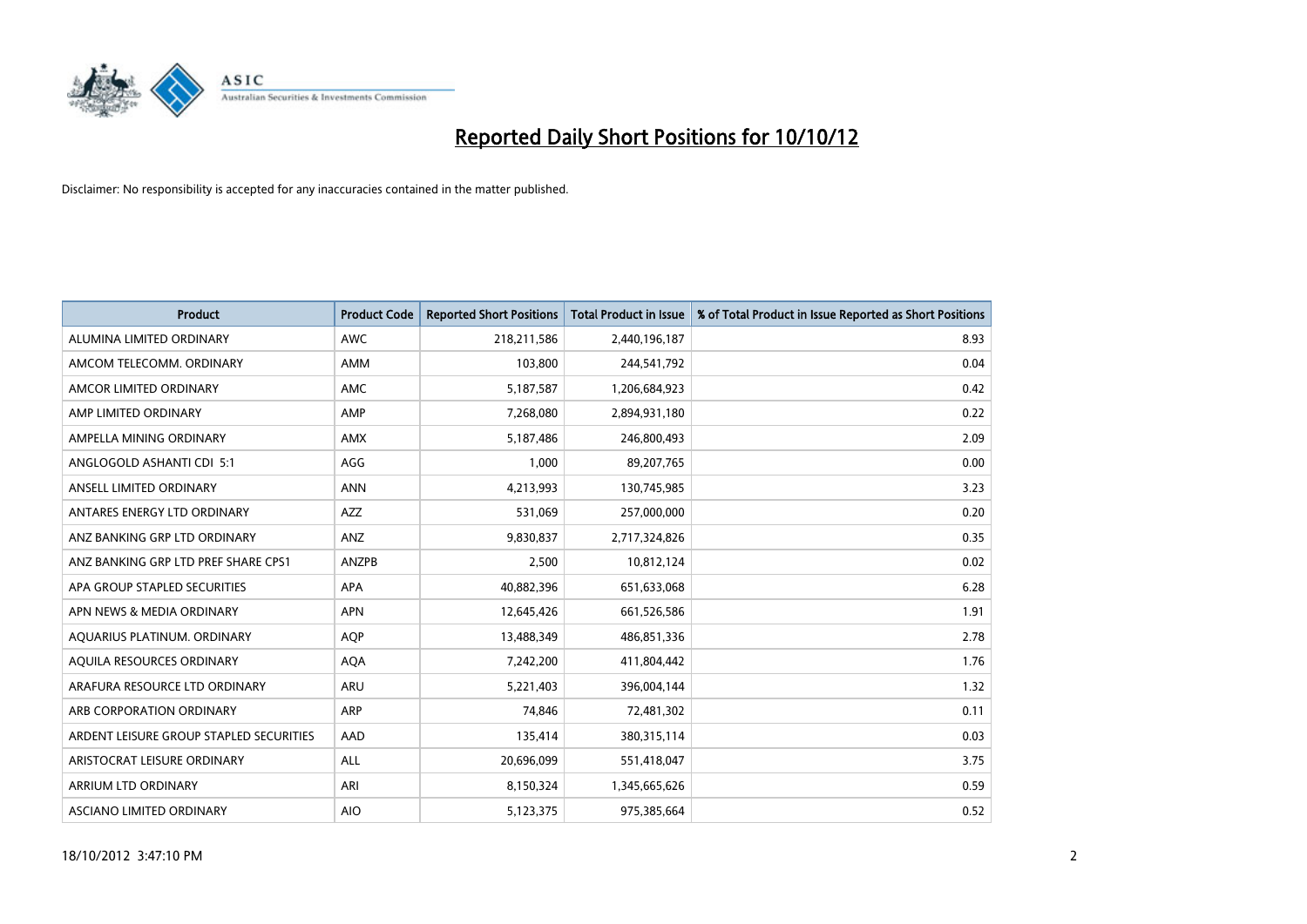# Reported Daily Short Positions for 10/10/12

Disclaimer: No responsibility is accepted for any inaccuracies contained in the matter published.

| Product | Product Code | Reported Short Positions | Total Product in Issue | % of Total Product in Issue Reported as Short Positions |
|---|---|---|---|---|
| ALUMINA LIMITED ORDINARY | AWC | 218,211,586 | 2,440,196,187 | 8.93 |
| AMCOM TELECOMM. ORDINARY | AMM | 103,800 | 244,541,792 | 0.04 |
| AMCOR LIMITED ORDINARY | AMC | 5,187,587 | 1,206,684,923 | 0.42 |
| AMP LIMITED ORDINARY | AMP | 7,268,080 | 2,894,931,180 | 0.22 |
| AMPELLA MINING ORDINARY | AMX | 5,187,486 | 246,800,493 | 2.09 |
| ANGLOGOLD ASHANTI CDI 5:1 | AGG | 1,000 | 89,207,765 | 0.00 |
| ANSELL LIMITED ORDINARY | ANN | 4,213,993 | 130,745,985 | 3.23 |
| ANTARES ENERGY LTD ORDINARY | AZZ | 531,069 | 257,000,000 | 0.20 |
| ANZ BANKING GRP LTD ORDINARY | ANZ | 9,830,837 | 2,717,324,826 | 0.35 |
| ANZ BANKING GRP LTD PREF SHARE CPS1 | ANZPB | 2,500 | 10,812,124 | 0.02 |
| APA GROUP STAPLED SECURITIES | APA | 40,882,396 | 651,633,068 | 6.28 |
| APN NEWS & MEDIA ORDINARY | APN | 12,645,426 | 661,526,586 | 1.91 |
| AQUARIUS PLATINUM. ORDINARY | AQP | 13,488,349 | 486,851,336 | 2.78 |
| AQUILA RESOURCES ORDINARY | AQA | 7,242,200 | 411,804,442 | 1.76 |
| ARAFURA RESOURCE LTD ORDINARY | ARU | 5,221,403 | 396,004,144 | 1.32 |
| ARB CORPORATION ORDINARY | ARP | 74,846 | 72,481,302 | 0.11 |
| ARDENT LEISURE GROUP STAPLED SECURITIES | AAD | 135,414 | 380,315,114 | 0.03 |
| ARISTOCRAT LEISURE ORDINARY | ALL | 20,696,099 | 551,418,047 | 3.75 |
| ARRIUM LTD ORDINARY | ARI | 8,150,324 | 1,345,665,626 | 0.59 |
| ASCIANO LIMITED ORDINARY | AIO | 5,123,375 | 975,385,664 | 0.52 |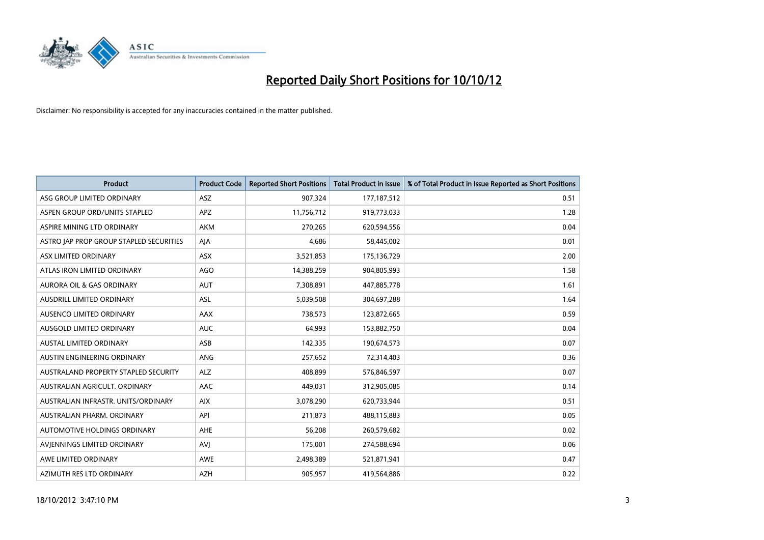# Reported Daily Short Positions for 10/10/12

Disclaimer: No responsibility is accepted for any inaccuracies contained in the matter published.

| Product | Product Code | Reported Short Positions | Total Product in Issue | % of Total Product in Issue Reported as Short Positions |
|---|---|---|---|---|
| ASG GROUP LIMITED ORDINARY | ASZ | 907,324 | 177,187,512 | 0.51 |
| ASPEN GROUP ORD/UNITS STAPLED | APZ | 11,756,712 | 919,773,033 | 1.28 |
| ASPIRE MINING LTD ORDINARY | AKM | 270,265 | 620,594,556 | 0.04 |
| ASTRO JAP PROP GROUP STAPLED SECURITIES | AJA | 4,686 | 58,445,002 | 0.01 |
| ASX LIMITED ORDINARY | ASX | 3,521,853 | 175,136,729 | 2.00 |
| ATLAS IRON LIMITED ORDINARY | AGO | 14,388,259 | 904,805,993 | 1.58 |
| AURORA OIL & GAS ORDINARY | AUT | 7,308,891 | 447,885,778 | 1.61 |
| AUSDRILL LIMITED ORDINARY | ASL | 5,039,508 | 304,697,288 | 1.64 |
| AUSENCO LIMITED ORDINARY | AAX | 738,573 | 123,872,665 | 0.59 |
| AUSGOLD LIMITED ORDINARY | AUC | 64,993 | 153,882,750 | 0.04 |
| AUSTAL LIMITED ORDINARY | ASB | 142,335 | 190,674,573 | 0.07 |
| AUSTIN ENGINEERING ORDINARY | ANG | 257,652 | 72,314,403 | 0.36 |
| AUSTRALAND PROPERTY STAPLED SECURITY | ALZ | 408,899 | 576,846,597 | 0.07 |
| AUSTRALIAN AGRICULT. ORDINARY | AAC | 449,031 | 312,905,085 | 0.14 |
| AUSTRALIAN INFRASTR. UNITS/ORDINARY | AIX | 3,078,290 | 620,733,944 | 0.51 |
| AUSTRALIAN PHARM. ORDINARY | API | 211,873 | 488,115,883 | 0.05 |
| AUTOMOTIVE HOLDINGS ORDINARY | AHE | 56,208 | 260,579,682 | 0.02 |
| AVJENNINGS LIMITED ORDINARY | AVJ | 175,001 | 274,588,694 | 0.06 |
| AWE LIMITED ORDINARY | AWE | 2,498,389 | 521,871,941 | 0.47 |
| AZIMUTH RES LTD ORDINARY | AZH | 905,957 | 419,564,886 | 0.22 |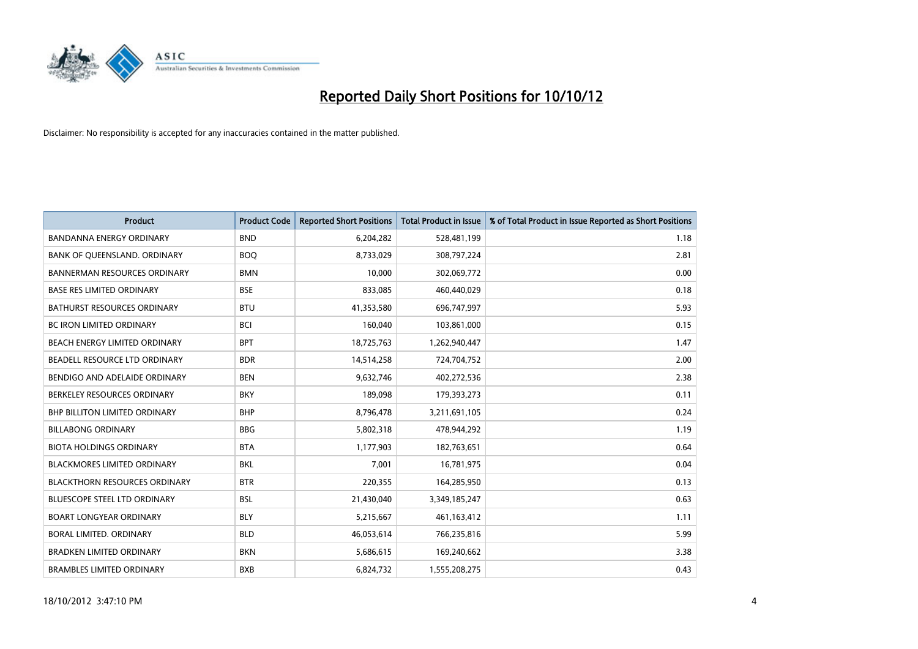# Reported Daily Short Positions for 10/10/12

Disclaimer: No responsibility is accepted for any inaccuracies contained in the matter published.

| Product | Product Code | Reported Short Positions | Total Product in Issue | % of Total Product in Issue Reported as Short Positions |
|---|---|---|---|---|
| BANDANNA ENERGY ORDINARY | BND | 6,204,282 | 528,481,199 | 1.18 |
| BANK OF QUEENSLAND. ORDINARY | BOQ | 8,733,029 | 308,797,224 | 2.81 |
| BANNERMAN RESOURCES ORDINARY | BMN | 10,000 | 302,069,772 | 0.00 |
| BASE RES LIMITED ORDINARY | BSE | 833,085 | 460,440,029 | 0.18 |
| BATHURST RESOURCES ORDINARY | BTU | 41,353,580 | 696,747,997 | 5.93 |
| BC IRON LIMITED ORDINARY | BCI | 160,040 | 103,861,000 | 0.15 |
| BEACH ENERGY LIMITED ORDINARY | BPT | 18,725,763 | 1,262,940,447 | 1.47 |
| BEADELL RESOURCE LTD ORDINARY | BDR | 14,514,258 | 724,704,752 | 2.00 |
| BENDIGO AND ADELAIDE ORDINARY | BEN | 9,632,746 | 402,272,536 | 2.38 |
| BERKELEY RESOURCES ORDINARY | BKY | 189,098 | 179,393,273 | 0.11 |
| BHP BILLITON LIMITED ORDINARY | BHP | 8,796,478 | 3,211,691,105 | 0.24 |
| BILLABONG ORDINARY | BBG | 5,802,318 | 478,944,292 | 1.19 |
| BIOTA HOLDINGS ORDINARY | BTA | 1,177,903 | 182,763,651 | 0.64 |
| BLACKMORES LIMITED ORDINARY | BKL | 7,001 | 16,781,975 | 0.04 |
| BLACKTHORN RESOURCES ORDINARY | BTR | 220,355 | 164,285,950 | 0.13 |
| BLUESCOPE STEEL LTD ORDINARY | BSL | 21,430,040 | 3,349,185,247 | 0.63 |
| BOART LONGYEAR ORDINARY | BLY | 5,215,667 | 461,163,412 | 1.11 |
| BORAL LIMITED. ORDINARY | BLD | 46,053,614 | 766,235,816 | 5.99 |
| BRADKEN LIMITED ORDINARY | BKN | 5,686,615 | 169,240,662 | 3.38 |
| BRAMBLES LIMITED ORDINARY | BXB | 6,824,732 | 1,555,208,275 | 0.43 |

18/10/2012 3:47:10 PM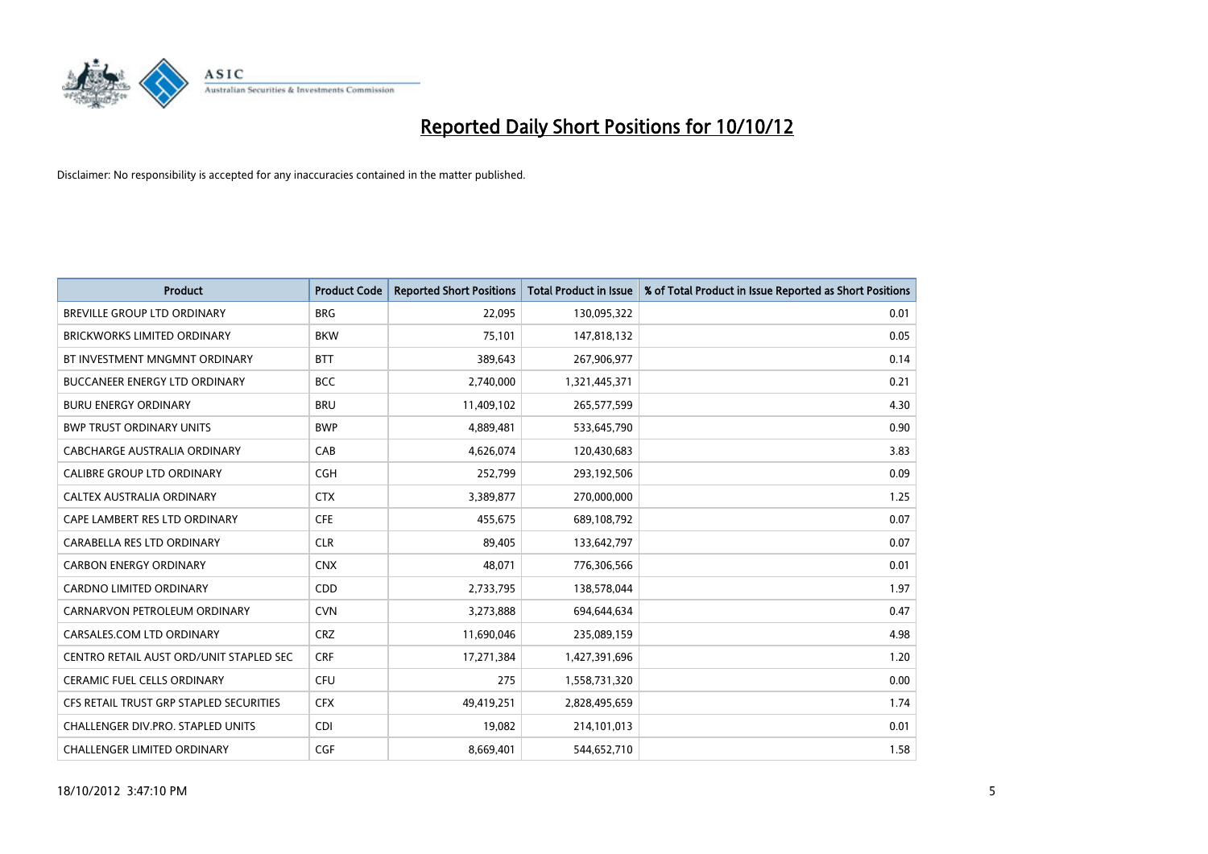# Reported Daily Short Positions for 10/10/12

Disclaimer: No responsibility is accepted for any inaccuracies contained in the matter published.

| Product | Product Code | Reported Short Positions | Total Product in Issue | % of Total Product in Issue Reported as Short Positions |
|---|---|---|---|---|
| BREVILLE GROUP LTD ORDINARY | BRG | 22,095 | 130,095,322 | 0.01 |
| BRICKWORKS LIMITED ORDINARY | BKW | 75,101 | 147,818,132 | 0.05 |
| BT INVESTMENT MNGMNT ORDINARY | BTT | 389,643 | 267,906,977 | 0.14 |
| BUCCANEER ENERGY LTD ORDINARY | BCC | 2,740,000 | 1,321,445,371 | 0.21 |
| BURU ENERGY ORDINARY | BRU | 11,409,102 | 265,577,599 | 4.30 |
| BWP TRUST ORDINARY UNITS | BWP | 4,889,481 | 533,645,790 | 0.90 |
| CABCHARGE AUSTRALIA ORDINARY | CAB | 4,626,074 | 120,430,683 | 3.83 |
| CALIBRE GROUP LTD ORDINARY | CGH | 252,799 | 293,192,506 | 0.09 |
| CALTEX AUSTRALIA ORDINARY | CTX | 3,389,877 | 270,000,000 | 1.25 |
| CAPE LAMBERT RES LTD ORDINARY | CFE | 455,675 | 689,108,792 | 0.07 |
| CARABELLA RES LTD ORDINARY | CLR | 89,405 | 133,642,797 | 0.07 |
| CARBON ENERGY ORDINARY | CNX | 48,071 | 776,306,566 | 0.01 |
| CARDNO LIMITED ORDINARY | CDD | 2,733,795 | 138,578,044 | 1.97 |
| CARNARVON PETROLEUM ORDINARY | CVN | 3,273,888 | 694,644,634 | 0.47 |
| CARSALES.COM LTD ORDINARY | CRZ | 11,690,046 | 235,089,159 | 4.98 |
| CENTRO RETAIL AUST ORD/UNIT STAPLED SEC | CRF | 17,271,384 | 1,427,391,696 | 1.20 |
| CERAMIC FUEL CELLS ORDINARY | CFU | 275 | 1,558,731,320 | 0.00 |
| CFS RETAIL TRUST GRP STAPLED SECURITIES | CFX | 49,419,251 | 2,828,495,659 | 1.74 |
| CHALLENGER DIV.PRO. STAPLED UNITS | CDI | 19,082 | 214,101,013 | 0.01 |
| CHALLENGER LIMITED ORDINARY | CGF | 8,669,401 | 544,652,710 | 1.58 |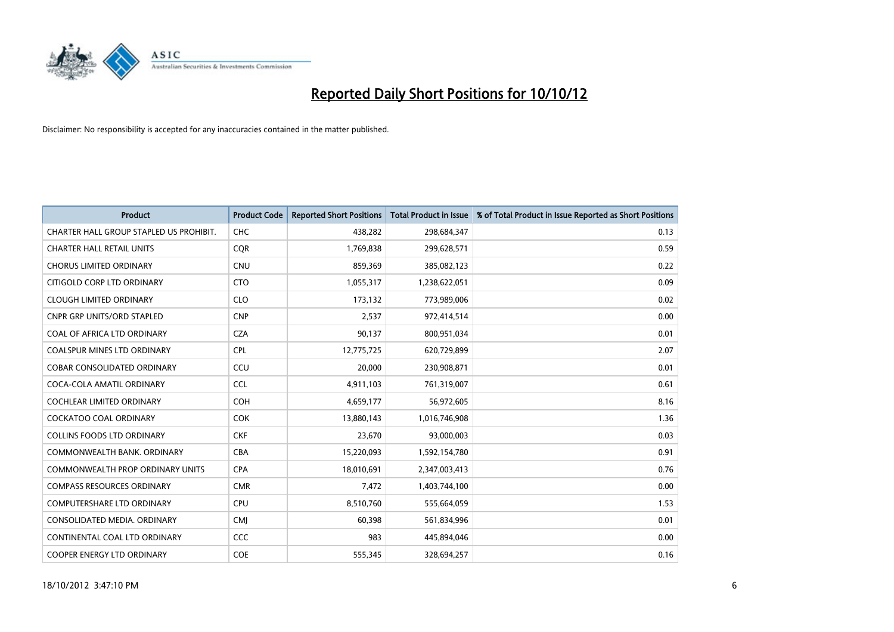# Reported Daily Short Positions for 10/10/12

Disclaimer: No responsibility is accepted for any inaccuracies contained in the matter published.

| Product | Product Code | Reported Short Positions | Total Product in Issue | % of Total Product in Issue Reported as Short Positions |
|---|---|---|---|---|
| CHARTER HALL GROUP STAPLED US PROHIBIT. | CHC | 438,282 | 298,684,347 | 0.13 |
| CHARTER HALL RETAIL UNITS | CQR | 1,769,838 | 299,628,571 | 0.59 |
| CHORUS LIMITED ORDINARY | CNU | 859,369 | 385,082,123 | 0.22 |
| CITIGOLD CORP LTD ORDINARY | CTO | 1,055,317 | 1,238,622,051 | 0.09 |
| CLOUGH LIMITED ORDINARY | CLO | 173,132 | 773,989,006 | 0.02 |
| CNPR GRP UNITS/ORD STAPLED | CNP | 2,537 | 972,414,514 | 0.00 |
| COAL OF AFRICA LTD ORDINARY | CZA | 90,137 | 800,951,034 | 0.01 |
| COALSPUR MINES LTD ORDINARY | CPL | 12,775,725 | 620,729,899 | 2.07 |
| COBAR CONSOLIDATED ORDINARY | CCU | 20,000 | 230,908,871 | 0.01 |
| COCA-COLA AMATIL ORDINARY | CCL | 4,911,103 | 761,319,007 | 0.61 |
| COCHLEAR LIMITED ORDINARY | COH | 4,659,177 | 56,972,605 | 8.16 |
| COCKATOO COAL ORDINARY | COK | 13,880,143 | 1,016,746,908 | 1.36 |
| COLLINS FOODS LTD ORDINARY | CKF | 23,670 | 93,000,003 | 0.03 |
| COMMONWEALTH BANK. ORDINARY | CBA | 15,220,093 | 1,592,154,780 | 0.91 |
| COMMONWEALTH PROP ORDINARY UNITS | CPA | 18,010,691 | 2,347,003,413 | 0.76 |
| COMPASS RESOURCES ORDINARY | CMR | 7,472 | 1,403,744,100 | 0.00 |
| COMPUTERSHARE LTD ORDINARY | CPU | 8,510,760 | 555,664,059 | 1.53 |
| CONSOLIDATED MEDIA. ORDINARY | CMJ | 60,398 | 561,834,996 | 0.01 |
| CONTINENTAL COAL LTD ORDINARY | CCC | 983 | 445,894,046 | 0.00 |
| COOPER ENERGY LTD ORDINARY | COE | 555,345 | 328,694,257 | 0.16 |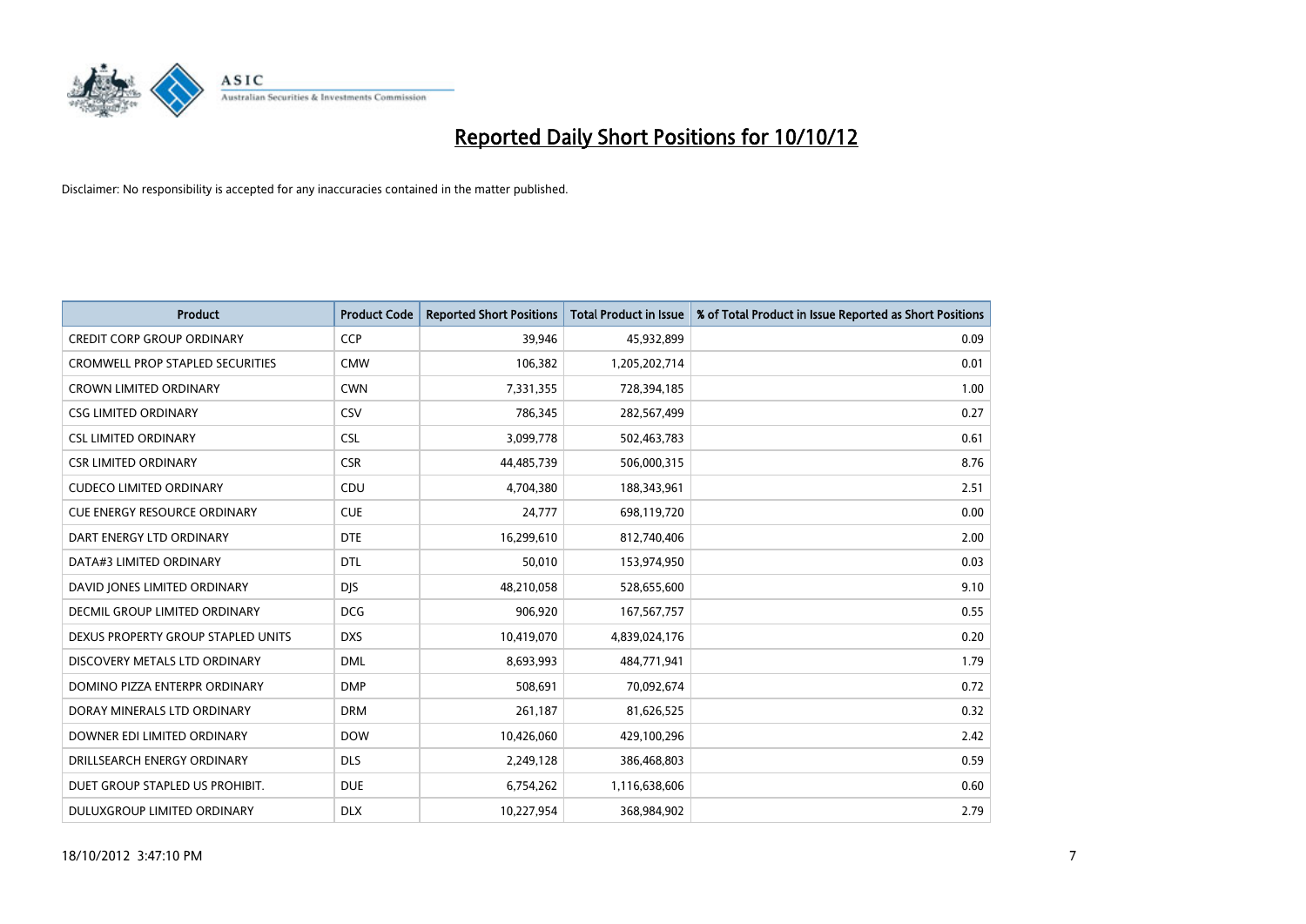# Reported Daily Short Positions for 10/10/12

Disclaimer: No responsibility is accepted for any inaccuracies contained in the matter published.

| Product | Product Code | Reported Short Positions | Total Product in Issue | % of Total Product in Issue Reported as Short Positions |
|---|---|---|---|---|
| CREDIT CORP GROUP ORDINARY | CCP | 39,946 | 45,932,899 | 0.09 |
| CROMWELL PROP STAPLED SECURITIES | CMW | 106,382 | 1,205,202,714 | 0.01 |
| CROWN LIMITED ORDINARY | CWN | 7,331,355 | 728,394,185 | 1.00 |
| CSG LIMITED ORDINARY | CSV | 786,345 | 282,567,499 | 0.27 |
| CSL LIMITED ORDINARY | CSL | 3,099,778 | 502,463,783 | 0.61 |
| CSR LIMITED ORDINARY | CSR | 44,485,739 | 506,000,315 | 8.76 |
| CUDECO LIMITED ORDINARY | CDU | 4,704,380 | 188,343,961 | 2.51 |
| CUE ENERGY RESOURCE ORDINARY | CUE | 24,777 | 698,119,720 | 0.00 |
| DART ENERGY LTD ORDINARY | DTE | 16,299,610 | 812,740,406 | 2.00 |
| DATA#3 LIMITED ORDINARY | DTL | 50,010 | 153,974,950 | 0.03 |
| DAVID JONES LIMITED ORDINARY | DJS | 48,210,058 | 528,655,600 | 9.10 |
| DECMIL GROUP LIMITED ORDINARY | DCG | 906,920 | 167,567,757 | 0.55 |
| DEXUS PROPERTY GROUP STAPLED UNITS | DXS | 10,419,070 | 4,839,024,176 | 0.20 |
| DISCOVERY METALS LTD ORDINARY | DML | 8,693,993 | 484,771,941 | 1.79 |
| DOMINO PIZZA ENTERPR ORDINARY | DMP | 508,691 | 70,092,674 | 0.72 |
| DORAY MINERALS LTD ORDINARY | DRM | 261,187 | 81,626,525 | 0.32 |
| DOWNER EDI LIMITED ORDINARY | DOW | 10,426,060 | 429,100,296 | 2.42 |
| DRILLSEARCH ENERGY ORDINARY | DLS | 2,249,128 | 386,468,803 | 0.59 |
| DUET GROUP STAPLED US PROHIBIT. | DUE | 6,754,262 | 1,116,638,606 | 0.60 |
| DULUXGROUP LIMITED ORDINARY | DLX | 10,227,954 | 368,984,902 | 2.79 |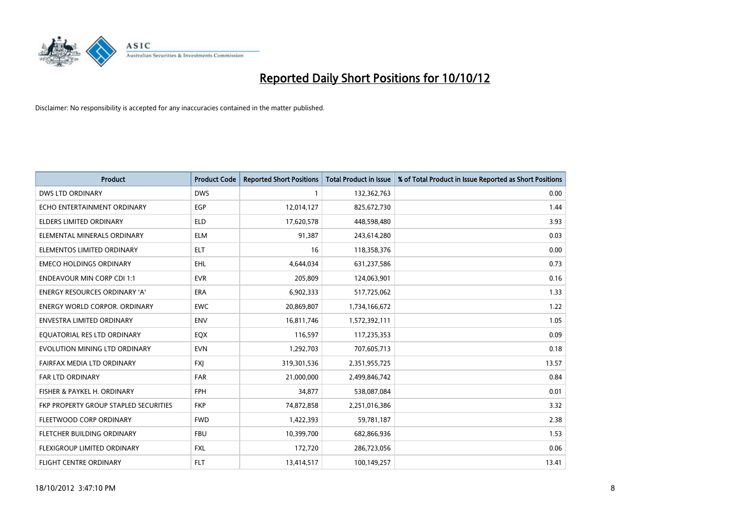# Reported Daily Short Positions for 10/10/12

Disclaimer: No responsibility is accepted for any inaccuracies contained in the matter published.

| Product | Product Code | Reported Short Positions | Total Product in Issue | % of Total Product in Issue Reported as Short Positions |
| --- | --- | --- | --- | --- |
| DWS LTD ORDINARY | DWS | 1 | 132,362,763 | 0.00 |
| ECHO ENTERTAINMENT ORDINARY | EGP | 12,014,127 | 825,672,730 | 1.44 |
| ELDERS LIMITED ORDINARY | ELD | 17,620,578 | 448,598,480 | 3.93 |
| ELEMENTAL MINERALS ORDINARY | ELM | 91,387 | 243,614,280 | 0.03 |
| ELEMENTOS LIMITED ORDINARY | ELT | 16 | 118,358,376 | 0.00 |
| EMECO HOLDINGS ORDINARY | EHL | 4,644,034 | 631,237,586 | 0.73 |
| ENDEAVOUR MIN CORP CDI 1:1 | EVR | 205,809 | 124,063,901 | 0.16 |
| ENERGY RESOURCES ORDINARY 'A' | ERA | 6,902,333 | 517,725,062 | 1.33 |
| ENERGY WORLD CORPOR. ORDINARY | EWC | 20,869,807 | 1,734,166,672 | 1.22 |
| ENVESTRA LIMITED ORDINARY | ENV | 16,811,746 | 1,572,392,111 | 1.05 |
| EQUATORIAL RES LTD ORDINARY | EQX | 116,597 | 117,235,353 | 0.09 |
| EVOLUTION MINING LTD ORDINARY | EVN | 1,292,703 | 707,605,713 | 0.18 |
| FAIRFAX MEDIA LTD ORDINARY | FXJ | 319,301,536 | 2,351,955,725 | 13.57 |
| FAR LTD ORDINARY | FAR | 21,000,000 | 2,499,846,742 | 0.84 |
| FISHER & PAYKEL H. ORDINARY | FPH | 34,877 | 538,087,084 | 0.01 |
| FKP PROPERTY GROUP STAPLED SECURITIES | FKP | 74,872,858 | 2,251,016,386 | 3.32 |
| FLEETWOOD CORP ORDINARY | FWD | 1,422,393 | 59,781,187 | 2.38 |
| FLETCHER BUILDING ORDINARY | FBU | 10,399,700 | 682,866,936 | 1.53 |
| FLEXIGROUP LIMITED ORDINARY | FXL | 172,720 | 286,723,056 | 0.06 |
| FLIGHT CENTRE ORDINARY | FLT | 13,414,517 | 100,149,257 | 13.41 |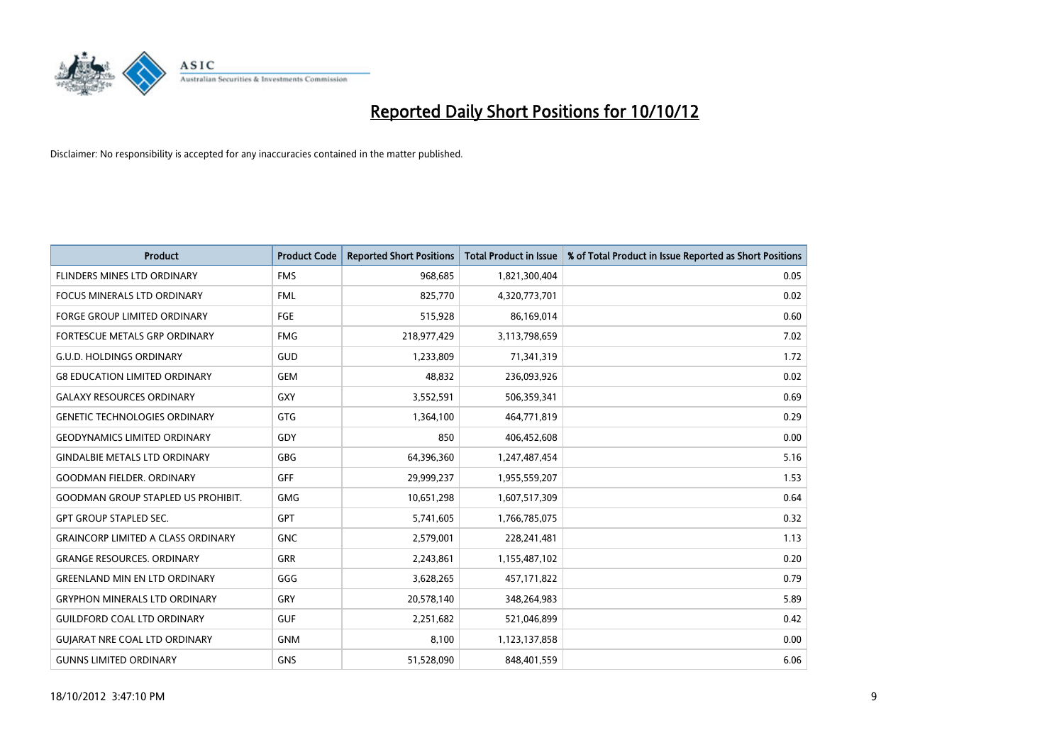# Reported Daily Short Positions for 10/10/12

Disclaimer: No responsibility is accepted for any inaccuracies contained in the matter published.

| Product | Product Code | Reported Short Positions | Total Product in Issue | % of Total Product in Issue Reported as Short Positions |
|---|---|---|---|---|
| FLINDERS MINES LTD ORDINARY | FMS | 968,685 | 1,821,300,404 | 0.05 |
| FOCUS MINERALS LTD ORDINARY | FML | 825,770 | 4,320,773,701 | 0.02 |
| FORGE GROUP LIMITED ORDINARY | FGE | 515,928 | 86,169,014 | 0.60 |
| FORTESCUE METALS GRP ORDINARY | FMG | 218,977,429 | 3,113,798,659 | 7.02 |
| G.U.D. HOLDINGS ORDINARY | GUD | 1,233,809 | 71,341,319 | 1.72 |
| G8 EDUCATION LIMITED ORDINARY | GEM | 48,832 | 236,093,926 | 0.02 |
| GALAXY RESOURCES ORDINARY | GXY | 3,552,591 | 506,359,341 | 0.69 |
| GENETIC TECHNOLOGIES ORDINARY | GTG | 1,364,100 | 464,771,819 | 0.29 |
| GEODYNAMICS LIMITED ORDINARY | GDY | 850 | 406,452,608 | 0.00 |
| GINDALBIE METALS LTD ORDINARY | GBG | 64,396,360 | 1,247,487,454 | 5.16 |
| GOODMAN FIELDER. ORDINARY | GFF | 29,999,237 | 1,955,559,207 | 1.53 |
| GOODMAN GROUP STAPLED US PROHIBIT. | GMG | 10,651,298 | 1,607,517,309 | 0.64 |
| GPT GROUP STAPLED SEC. | GPT | 5,741,605 | 1,766,785,075 | 0.32 |
| GRAINCORP LIMITED A CLASS ORDINARY | GNC | 2,579,001 | 228,241,481 | 1.13 |
| GRANGE RESOURCES. ORDINARY | GRR | 2,243,861 | 1,155,487,102 | 0.20 |
| GREENLAND MIN EN LTD ORDINARY | GGG | 3,628,265 | 457,171,822 | 0.79 |
| GRYPHON MINERALS LTD ORDINARY | GRY | 20,578,140 | 348,264,983 | 5.89 |
| GUILDFORD COAL LTD ORDINARY | GUF | 2,251,682 | 521,046,899 | 0.42 |
| GUJARAT NRE COAL LTD ORDINARY | GNM | 8,100 | 1,123,137,858 | 0.00 |
| GUNNS LIMITED ORDINARY | GNS | 51,528,090 | 848,401,559 | 6.06 |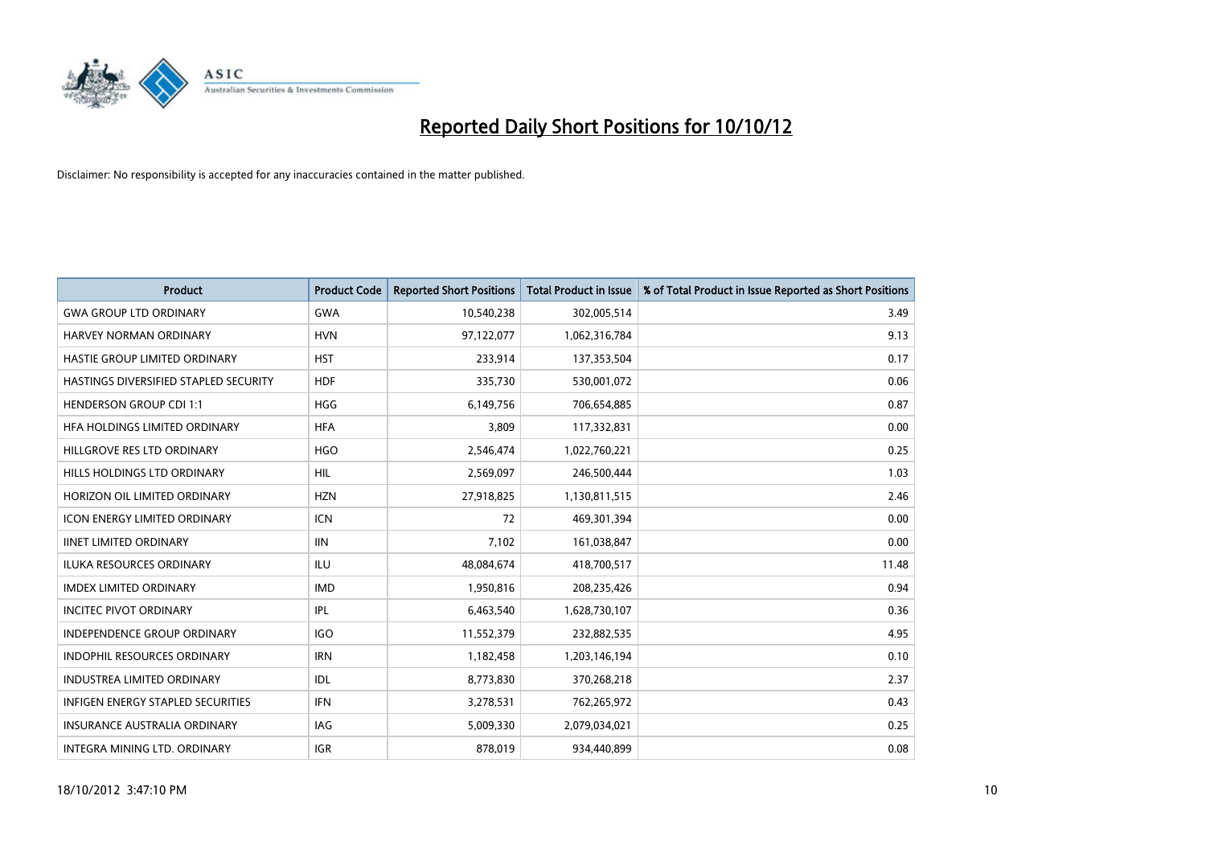# Reported Daily Short Positions for 10/10/12

Disclaimer: No responsibility is accepted for any inaccuracies contained in the matter published.

| Product | Product Code | Reported Short Positions | Total Product in Issue | % of Total Product in Issue Reported as Short Positions |
|---|---|---|---|---|
| GWA GROUP LTD ORDINARY | GWA | 10,540,238 | 302,005,514 | 3.49 |
| HARVEY NORMAN ORDINARY | HVN | 97,122,077 | 1,062,316,784 | 9.13 |
| HASTIE GROUP LIMITED ORDINARY | HST | 233,914 | 137,353,504 | 0.17 |
| HASTINGS DIVERSIFIED STAPLED SECURITY | HDF | 335,730 | 530,001,072 | 0.06 |
| HENDERSON GROUP CDI 1:1 | HGG | 6,149,756 | 706,654,885 | 0.87 |
| HFA HOLDINGS LIMITED ORDINARY | HFA | 3,809 | 117,332,831 | 0.00 |
| HILLGROVE RES LTD ORDINARY | HGO | 2,546,474 | 1,022,760,221 | 0.25 |
| HILLS HOLDINGS LTD ORDINARY | HIL | 2,569,097 | 246,500,444 | 1.03 |
| HORIZON OIL LIMITED ORDINARY | HZN | 27,918,825 | 1,130,811,515 | 2.46 |
| ICON ENERGY LIMITED ORDINARY | ICN | 72 | 469,301,394 | 0.00 |
| IINET LIMITED ORDINARY | IIN | 7,102 | 161,038,847 | 0.00 |
| ILUKA RESOURCES ORDINARY | ILU | 48,084,674 | 418,700,517 | 11.48 |
| IMDEX LIMITED ORDINARY | IMD | 1,950,816 | 208,235,426 | 0.94 |
| INCITEC PIVOT ORDINARY | IPL | 6,463,540 | 1,628,730,107 | 0.36 |
| INDEPENDENCE GROUP ORDINARY | IGO | 11,552,379 | 232,882,535 | 4.95 |
| INDOPHIL RESOURCES ORDINARY | IRN | 1,182,458 | 1,203,146,194 | 0.10 |
| INDUSTREA LIMITED ORDINARY | IDL | 8,773,830 | 370,268,218 | 2.37 |
| INFIGEN ENERGY STAPLED SECURITIES | IFN | 3,278,531 | 762,265,972 | 0.43 |
| INSURANCE AUSTRALIA ORDINARY | IAG | 5,009,330 | 2,079,034,021 | 0.25 |
| INTEGRA MINING LTD. ORDINARY | IGR | 878,019 | 934,440,899 | 0.08 |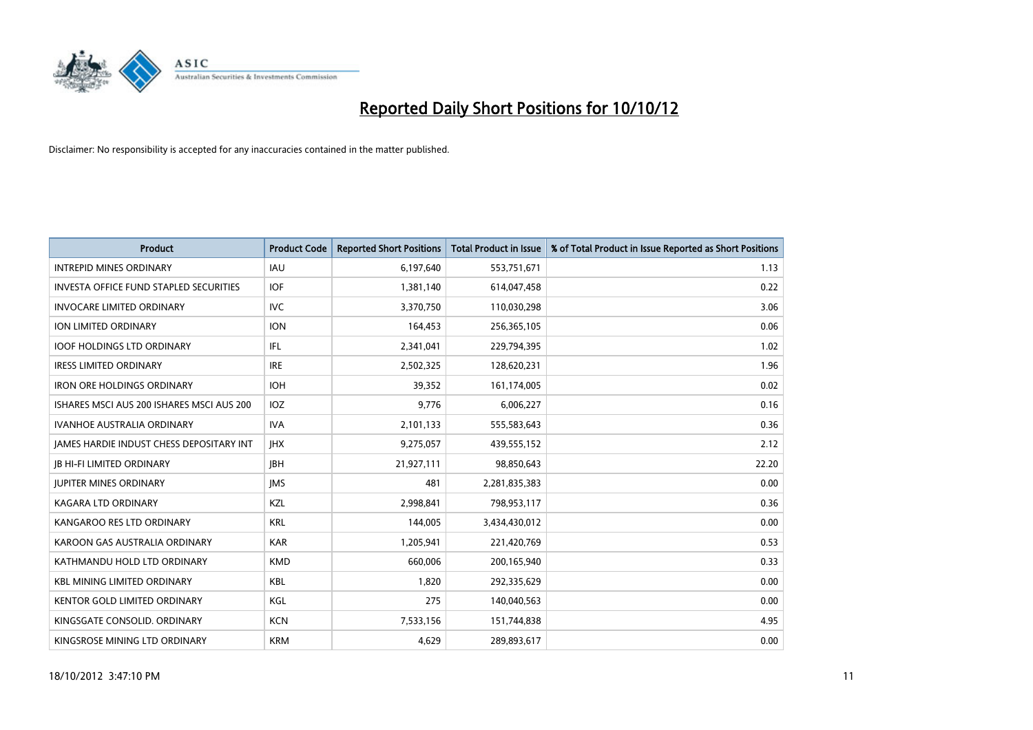# Reported Daily Short Positions for 10/10/12

Disclaimer: No responsibility is accepted for any inaccuracies contained in the matter published.

| Product | Product Code | Reported Short Positions | Total Product in Issue | % of Total Product in Issue Reported as Short Positions |
|---|---|---|---|---|
| INTREPID MINES ORDINARY | IAU | 6,197,640 | 553,751,671 | 1.13 |
| INVESTA OFFICE FUND STAPLED SECURITIES | IOF | 1,381,140 | 614,047,458 | 0.22 |
| INVOCARE LIMITED ORDINARY | IVC | 3,370,750 | 110,030,298 | 3.06 |
| ION LIMITED ORDINARY | ION | 164,453 | 256,365,105 | 0.06 |
| IOOF HOLDINGS LTD ORDINARY | IFL | 2,341,041 | 229,794,395 | 1.02 |
| IRESS LIMITED ORDINARY | IRE | 2,502,325 | 128,620,231 | 1.96 |
| IRON ORE HOLDINGS ORDINARY | IOH | 39,352 | 161,174,005 | 0.02 |
| ISHARES MSCI AUS 200 ISHARES MSCI AUS 200 | IOZ | 9,776 | 6,006,227 | 0.16 |
| IVANHOE AUSTRALIA ORDINARY | IVA | 2,101,133 | 555,583,643 | 0.36 |
| JAMES HARDIE INDUST CHESS DEPOSITARY INT | JHX | 9,275,057 | 439,555,152 | 2.12 |
| JB HI-FI LIMITED ORDINARY | JBH | 21,927,111 | 98,850,643 | 22.20 |
| JUPITER MINES ORDINARY | JMS | 481 | 2,281,835,383 | 0.00 |
| KAGARA LTD ORDINARY | KZL | 2,998,841 | 798,953,117 | 0.36 |
| KANGAROO RES LTD ORDINARY | KRL | 144,005 | 3,434,430,012 | 0.00 |
| KAROON GAS AUSTRALIA ORDINARY | KAR | 1,205,941 | 221,420,769 | 0.53 |
| KATHMANDU HOLD LTD ORDINARY | KMD | 660,006 | 200,165,940 | 0.33 |
| KBL MINING LIMITED ORDINARY | KBL | 1,820 | 292,335,629 | 0.00 |
| KENTOR GOLD LIMITED ORDINARY | KGL | 275 | 140,040,563 | 0.00 |
| KINGSGATE CONSOLID. ORDINARY | KCN | 7,533,156 | 151,744,838 | 4.95 |
| KINGSROSE MINING LTD ORDINARY | KRM | 4,629 | 289,893,617 | 0.00 |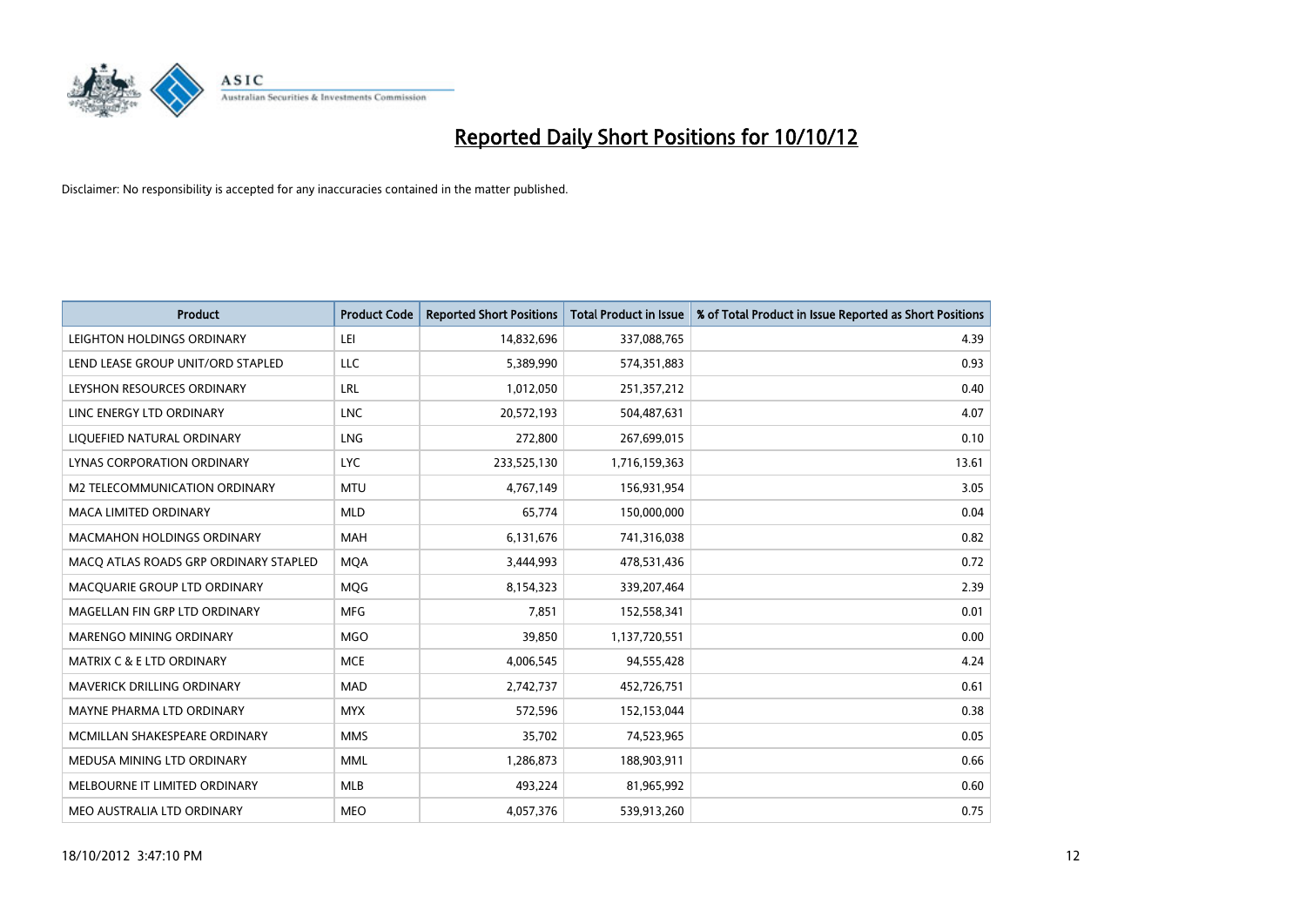# Reported Daily Short Positions for 10/10/12

Disclaimer: No responsibility is accepted for any inaccuracies contained in the matter published.

| Product | Product Code | Reported Short Positions | Total Product in Issue | % of Total Product in Issue Reported as Short Positions |
|---|---|---|---|---|
| LEIGHTON HOLDINGS ORDINARY | LEI | 14,832,696 | 337,088,765 | 4.39 |
| LEND LEASE GROUP UNIT/ORD STAPLED | LLC | 5,389,990 | 574,351,883 | 0.93 |
| LEYSHON RESOURCES ORDINARY | LRL | 1,012,050 | 251,357,212 | 0.40 |
| LINC ENERGY LTD ORDINARY | LNC | 20,572,193 | 504,487,631 | 4.07 |
| LIQUEFIED NATURAL ORDINARY | LNG | 272,800 | 267,699,015 | 0.10 |
| LYNAS CORPORATION ORDINARY | LYC | 233,525,130 | 1,716,159,363 | 13.61 |
| M2 TELECOMMUNICATION ORDINARY | MTU | 4,767,149 | 156,931,954 | 3.05 |
| MACA LIMITED ORDINARY | MLD | 65,774 | 150,000,000 | 0.04 |
| MACMAHON HOLDINGS ORDINARY | MAH | 6,131,676 | 741,316,038 | 0.82 |
| MACQ ATLAS ROADS GRP ORDINARY STAPLED | MQA | 3,444,993 | 478,531,436 | 0.72 |
| MACQUARIE GROUP LTD ORDINARY | MQG | 8,154,323 | 339,207,464 | 2.39 |
| MAGELLAN FIN GRP LTD ORDINARY | MFG | 7,851 | 152,558,341 | 0.01 |
| MARENGO MINING ORDINARY | MGO | 39,850 | 1,137,720,551 | 0.00 |
| MATRIX C & E LTD ORDINARY | MCE | 4,006,545 | 94,555,428 | 4.24 |
| MAVERICK DRILLING ORDINARY | MAD | 2,742,737 | 452,726,751 | 0.61 |
| MAYNE PHARMA LTD ORDINARY | MYX | 572,596 | 152,153,044 | 0.38 |
| MCMILLAN SHAKESPEARE ORDINARY | MMS | 35,702 | 74,523,965 | 0.05 |
| MEDUSA MINING LTD ORDINARY | MML | 1,286,873 | 188,903,911 | 0.66 |
| MELBOURNE IT LIMITED ORDINARY | MLB | 493,224 | 81,965,992 | 0.60 |
| MEO AUSTRALIA LTD ORDINARY | MEO | 4,057,376 | 539,913,260 | 0.75 |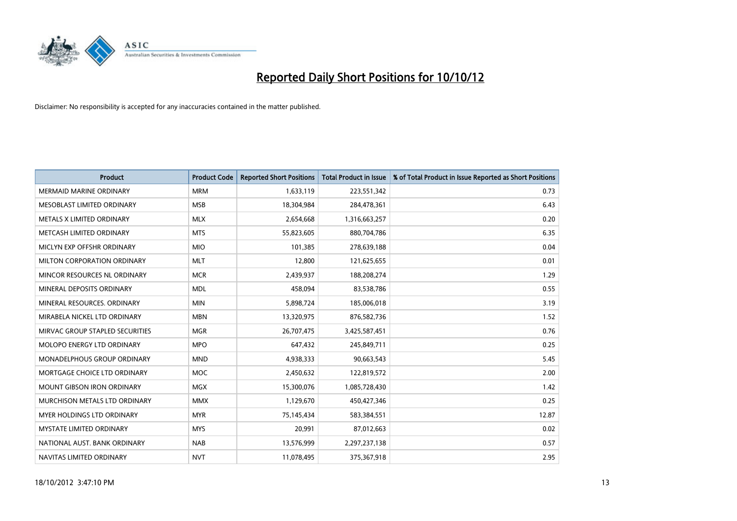# Reported Daily Short Positions for 10/10/12

Disclaimer: No responsibility is accepted for any inaccuracies contained in the matter published.

| Product | Product Code | Reported Short Positions | Total Product in Issue | % of Total Product in Issue Reported as Short Positions |
| --- | --- | --- | --- | --- |
| MERMAID MARINE ORDINARY | MRM | 1,633,119 | 223,551,342 | 0.73 |
| MESOBLAST LIMITED ORDINARY | MSB | 18,304,984 | 284,478,361 | 6.43 |
| METALS X LIMITED ORDINARY | MLX | 2,654,668 | 1,316,663,257 | 0.20 |
| METCASH LIMITED ORDINARY | MTS | 55,823,605 | 880,704,786 | 6.35 |
| MICLYN EXP OFFSHR ORDINARY | MIO | 101,385 | 278,639,188 | 0.04 |
| MILTON CORPORATION ORDINARY | MLT | 12,800 | 121,625,655 | 0.01 |
| MINCOR RESOURCES NL ORDINARY | MCR | 2,439,937 | 188,208,274 | 1.29 |
| MINERAL DEPOSITS ORDINARY | MDL | 458,094 | 83,538,786 | 0.55 |
| MINERAL RESOURCES. ORDINARY | MIN | 5,898,724 | 185,006,018 | 3.19 |
| MIRABELA NICKEL LTD ORDINARY | MBN | 13,320,975 | 876,582,736 | 1.52 |
| MIRVAC GROUP STAPLED SECURITIES | MGR | 26,707,475 | 3,425,587,451 | 0.76 |
| MOLOPO ENERGY LTD ORDINARY | MPO | 647,432 | 245,849,711 | 0.25 |
| MONADELPHOUS GROUP ORDINARY | MND | 4,938,333 | 90,663,543 | 5.45 |
| MORTGAGE CHOICE LTD ORDINARY | MOC | 2,450,632 | 122,819,572 | 2.00 |
| MOUNT GIBSON IRON ORDINARY | MGX | 15,300,076 | 1,085,728,430 | 1.42 |
| MURCHISON METALS LTD ORDINARY | MMX | 1,129,670 | 450,427,346 | 0.25 |
| MYER HOLDINGS LTD ORDINARY | MYR | 75,145,434 | 583,384,551 | 12.87 |
| MYSTATE LIMITED ORDINARY | MYS | 20,991 | 87,012,663 | 0.02 |
| NATIONAL AUST. BANK ORDINARY | NAB | 13,576,999 | 2,297,237,138 | 0.57 |
| NAVITAS LIMITED ORDINARY | NVT | 11,078,495 | 375,367,918 | 2.95 |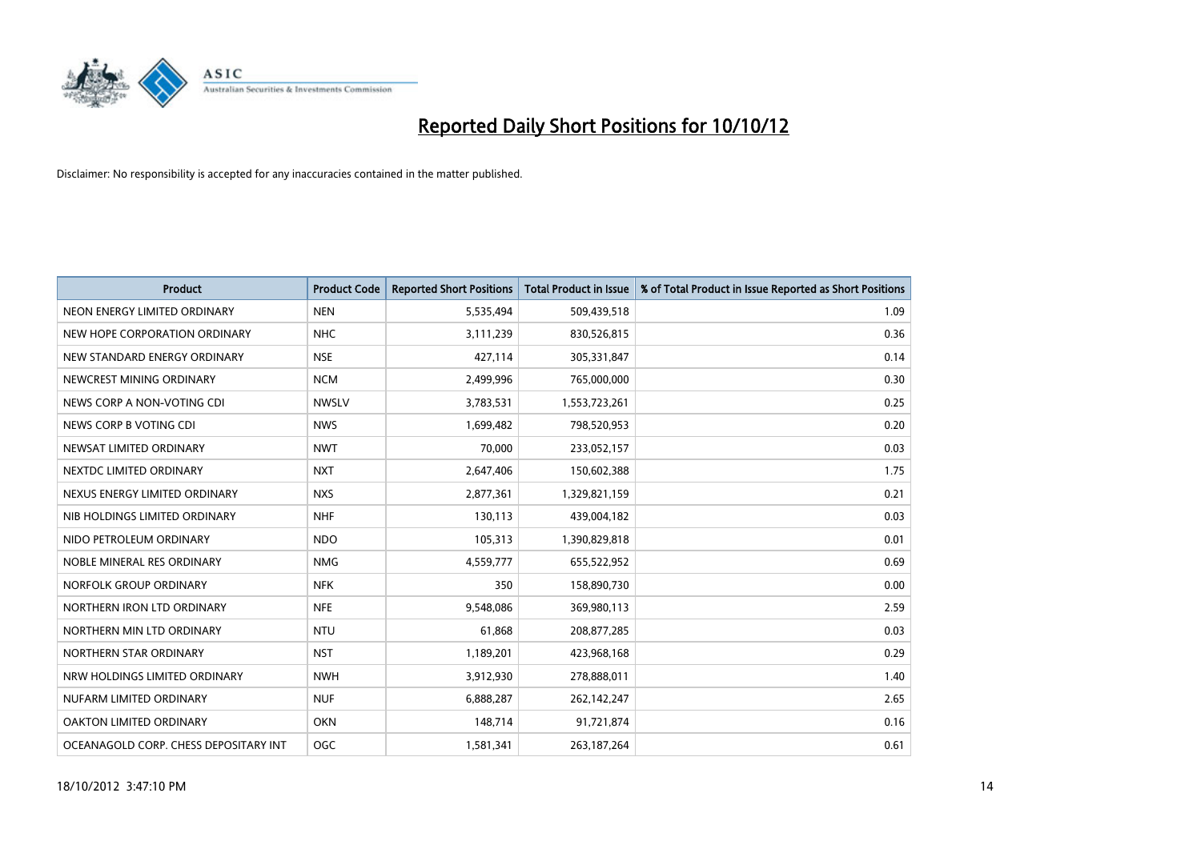# Reported Daily Short Positions for 10/10/12

Disclaimer: No responsibility is accepted for any inaccuracies contained in the matter published.

| Product | Product Code | Reported Short Positions | Total Product in Issue | % of Total Product in Issue Reported as Short Positions |
|---|---|---|---|---|
| NEON ENERGY LIMITED ORDINARY | NEN | 5,535,494 | 509,439,518 | 1.09 |
| NEW HOPE CORPORATION ORDINARY | NHC | 3,111,239 | 830,526,815 | 0.36 |
| NEW STANDARD ENERGY ORDINARY | NSE | 427,114 | 305,331,847 | 0.14 |
| NEWCREST MINING ORDINARY | NCM | 2,499,996 | 765,000,000 | 0.30 |
| NEWS CORP A NON-VOTING CDI | NWSLV | 3,783,531 | 1,553,723,261 | 0.25 |
| NEWS CORP B VOTING CDI | NWS | 1,699,482 | 798,520,953 | 0.20 |
| NEWSAT LIMITED ORDINARY | NWT | 70,000 | 233,052,157 | 0.03 |
| NEXTDC LIMITED ORDINARY | NXT | 2,647,406 | 150,602,388 | 1.75 |
| NEXUS ENERGY LIMITED ORDINARY | NXS | 2,877,361 | 1,329,821,159 | 0.21 |
| NIB HOLDINGS LIMITED ORDINARY | NHF | 130,113 | 439,004,182 | 0.03 |
| NIDO PETROLEUM ORDINARY | NDO | 105,313 | 1,390,829,818 | 0.01 |
| NOBLE MINERAL RES ORDINARY | NMG | 4,559,777 | 655,522,952 | 0.69 |
| NORFOLK GROUP ORDINARY | NFK | 350 | 158,890,730 | 0.00 |
| NORTHERN IRON LTD ORDINARY | NFE | 9,548,086 | 369,980,113 | 2.59 |
| NORTHERN MIN LTD ORDINARY | NTU | 61,868 | 208,877,285 | 0.03 |
| NORTHERN STAR ORDINARY | NST | 1,189,201 | 423,968,168 | 0.29 |
| NRW HOLDINGS LIMITED ORDINARY | NWH | 3,912,930 | 278,888,011 | 1.40 |
| NUFARM LIMITED ORDINARY | NUF | 6,888,287 | 262,142,247 | 2.65 |
| OAKTON LIMITED ORDINARY | OKN | 148,714 | 91,721,874 | 0.16 |
| OCEANAGOLD CORP. CHESS DEPOSITARY INT | OGC | 1,581,341 | 263,187,264 | 0.61 |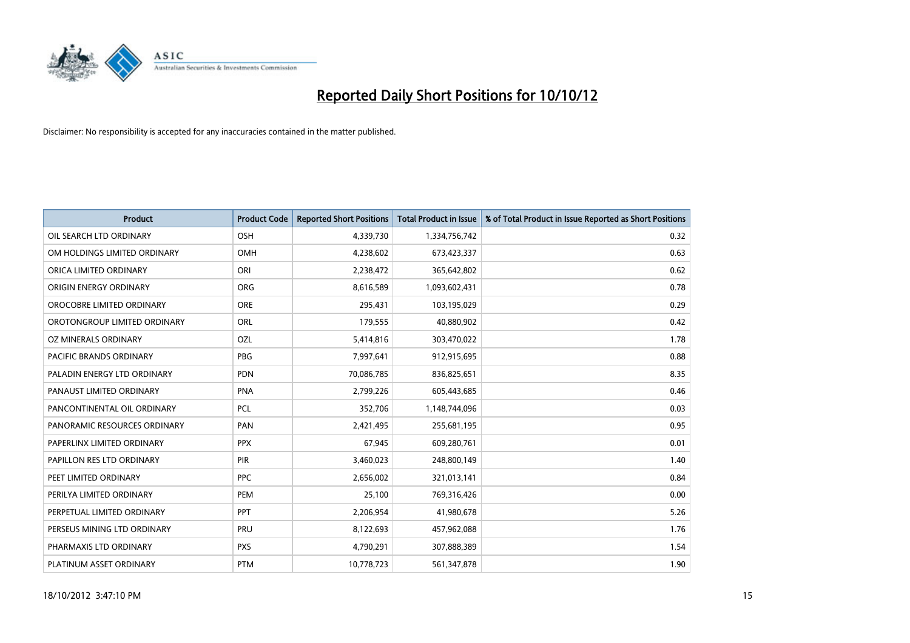# Reported Daily Short Positions for 10/10/12

Disclaimer: No responsibility is accepted for any inaccuracies contained in the matter published.

| Product | Product Code | Reported Short Positions | Total Product in Issue | % of Total Product in Issue Reported as Short Positions |
|---|---|---|---|---|
| OIL SEARCH LTD ORDINARY | OSH | 4,339,730 | 1,334,756,742 | 0.32 |
| OM HOLDINGS LIMITED ORDINARY | OMH | 4,238,602 | 673,423,337 | 0.63 |
| ORICA LIMITED ORDINARY | ORI | 2,238,472 | 365,642,802 | 0.62 |
| ORIGIN ENERGY ORDINARY | ORG | 8,616,589 | 1,093,602,431 | 0.78 |
| OROCOBRE LIMITED ORDINARY | ORE | 295,431 | 103,195,029 | 0.29 |
| OROTONGROUP LIMITED ORDINARY | ORL | 179,555 | 40,880,902 | 0.42 |
| OZ MINERALS ORDINARY | OZL | 5,414,816 | 303,470,022 | 1.78 |
| PACIFIC BRANDS ORDINARY | PBG | 7,997,641 | 912,915,695 | 0.88 |
| PALADIN ENERGY LTD ORDINARY | PDN | 70,086,785 | 836,825,651 | 8.35 |
| PANAUST LIMITED ORDINARY | PNA | 2,799,226 | 605,443,685 | 0.46 |
| PANCONTINENTAL OIL ORDINARY | PCL | 352,706 | 1,148,744,096 | 0.03 |
| PANORAMIC RESOURCES ORDINARY | PAN | 2,421,495 | 255,681,195 | 0.95 |
| PAPERLINX LIMITED ORDINARY | PPX | 67,945 | 609,280,761 | 0.01 |
| PAPILLON RES LTD ORDINARY | PIR | 3,460,023 | 248,800,149 | 1.40 |
| PEET LIMITED ORDINARY | PPC | 2,656,002 | 321,013,141 | 0.84 |
| PERILYA LIMITED ORDINARY | PEM | 25,100 | 769,316,426 | 0.00 |
| PERPETUAL LIMITED ORDINARY | PPT | 2,206,954 | 41,980,678 | 5.26 |
| PERSEUS MINING LTD ORDINARY | PRU | 8,122,693 | 457,962,088 | 1.76 |
| PHARMAXIS LTD ORDINARY | PXS | 4,790,291 | 307,888,389 | 1.54 |
| PLATINUM ASSET ORDINARY | PTM | 10,778,723 | 561,347,878 | 1.90 |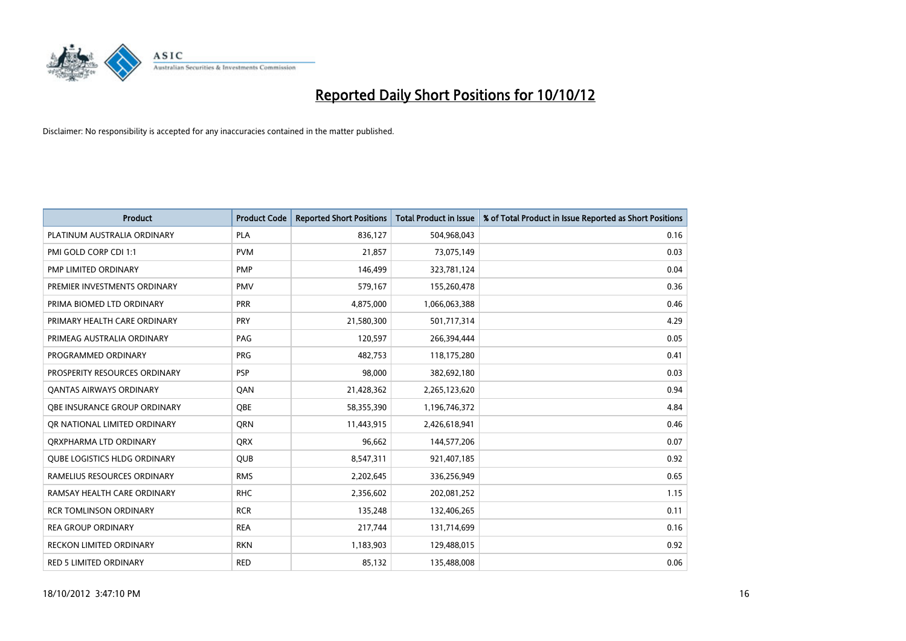# Reported Daily Short Positions for 10/10/12

Disclaimer: No responsibility is accepted for any inaccuracies contained in the matter published.

| Product | Product Code | Reported Short Positions | Total Product in Issue | % of Total Product in Issue Reported as Short Positions |
| --- | --- | --- | --- | --- |
| PLATINUM AUSTRALIA ORDINARY | PLA | 836,127 | 504,968,043 | 0.16 |
| PMI GOLD CORP CDI 1:1 | PVM | 21,857 | 73,075,149 | 0.03 |
| PMP LIMITED ORDINARY | PMP | 146,499 | 323,781,124 | 0.04 |
| PREMIER INVESTMENTS ORDINARY | PMV | 579,167 | 155,260,478 | 0.36 |
| PRIMA BIOMED LTD ORDINARY | PRR | 4,875,000 | 1,066,063,388 | 0.46 |
| PRIMARY HEALTH CARE ORDINARY | PRY | 21,580,300 | 501,717,314 | 4.29 |
| PRIMEAG AUSTRALIA ORDINARY | PAG | 120,597 | 266,394,444 | 0.05 |
| PROGRAMMED ORDINARY | PRG | 482,753 | 118,175,280 | 0.41 |
| PROSPERITY RESOURCES ORDINARY | PSP | 98,000 | 382,692,180 | 0.03 |
| QANTAS AIRWAYS ORDINARY | QAN | 21,428,362 | 2,265,123,620 | 0.94 |
| QBE INSURANCE GROUP ORDINARY | QBE | 58,355,390 | 1,196,746,372 | 4.84 |
| QR NATIONAL LIMITED ORDINARY | QRN | 11,443,915 | 2,426,618,941 | 0.46 |
| QRXPHARMA LTD ORDINARY | QRX | 96,662 | 144,577,206 | 0.07 |
| QUBE LOGISTICS HLDG ORDINARY | QUB | 8,547,311 | 921,407,185 | 0.92 |
| RAMELIUS RESOURCES ORDINARY | RMS | 2,202,645 | 336,256,949 | 0.65 |
| RAMSAY HEALTH CARE ORDINARY | RHC | 2,356,602 | 202,081,252 | 1.15 |
| RCR TOMLINSON ORDINARY | RCR | 135,248 | 132,406,265 | 0.11 |
| REA GROUP ORDINARY | REA | 217,744 | 131,714,699 | 0.16 |
| RECKON LIMITED ORDINARY | RKN | 1,183,903 | 129,488,015 | 0.92 |
| RED 5 LIMITED ORDINARY | RED | 85,132 | 135,488,008 | 0.06 |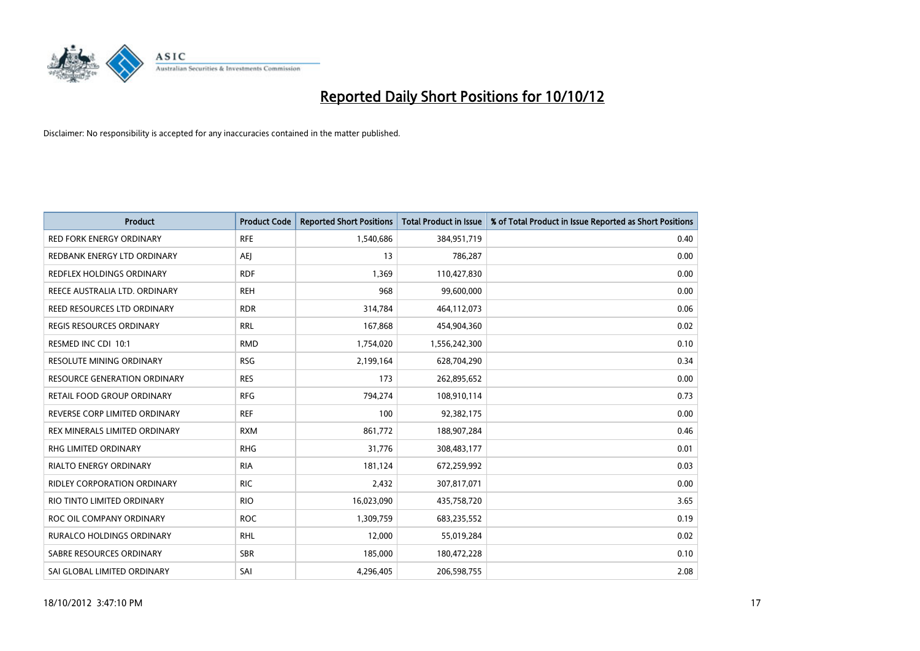# Reported Daily Short Positions for 10/10/12

Disclaimer: No responsibility is accepted for any inaccuracies contained in the matter published.

| Product | Product Code | Reported Short Positions | Total Product in Issue | % of Total Product in Issue Reported as Short Positions |
|---|---|---|---|---|
| RED FORK ENERGY ORDINARY | RFE | 1,540,686 | 384,951,719 | 0.40 |
| REDBANK ENERGY LTD ORDINARY | AEJ | 13 | 786,287 | 0.00 |
| REDFLEX HOLDINGS ORDINARY | RDF | 1,369 | 110,427,830 | 0.00 |
| REECE AUSTRALIA LTD. ORDINARY | REH | 968 | 99,600,000 | 0.00 |
| REED RESOURCES LTD ORDINARY | RDR | 314,784 | 464,112,073 | 0.06 |
| REGIS RESOURCES ORDINARY | RRL | 167,868 | 454,904,360 | 0.02 |
| RESMED INC CDI 10:1 | RMD | 1,754,020 | 1,556,242,300 | 0.10 |
| RESOLUTE MINING ORDINARY | RSG | 2,199,164 | 628,704,290 | 0.34 |
| RESOURCE GENERATION ORDINARY | RES | 173 | 262,895,652 | 0.00 |
| RETAIL FOOD GROUP ORDINARY | RFG | 794,274 | 108,910,114 | 0.73 |
| REVERSE CORP LIMITED ORDINARY | REF | 100 | 92,382,175 | 0.00 |
| REX MINERALS LIMITED ORDINARY | RXM | 861,772 | 188,907,284 | 0.46 |
| RHG LIMITED ORDINARY | RHG | 31,776 | 308,483,177 | 0.01 |
| RIALTO ENERGY ORDINARY | RIA | 181,124 | 672,259,992 | 0.03 |
| RIDLEY CORPORATION ORDINARY | RIC | 2,432 | 307,817,071 | 0.00 |
| RIO TINTO LIMITED ORDINARY | RIO | 16,023,090 | 435,758,720 | 3.65 |
| ROC OIL COMPANY ORDINARY | ROC | 1,309,759 | 683,235,552 | 0.19 |
| RURALCO HOLDINGS ORDINARY | RHL | 12,000 | 55,019,284 | 0.02 |
| SABRE RESOURCES ORDINARY | SBR | 185,000 | 180,472,228 | 0.10 |
| SAI GLOBAL LIMITED ORDINARY | SAI | 4,296,405 | 206,598,755 | 2.08 |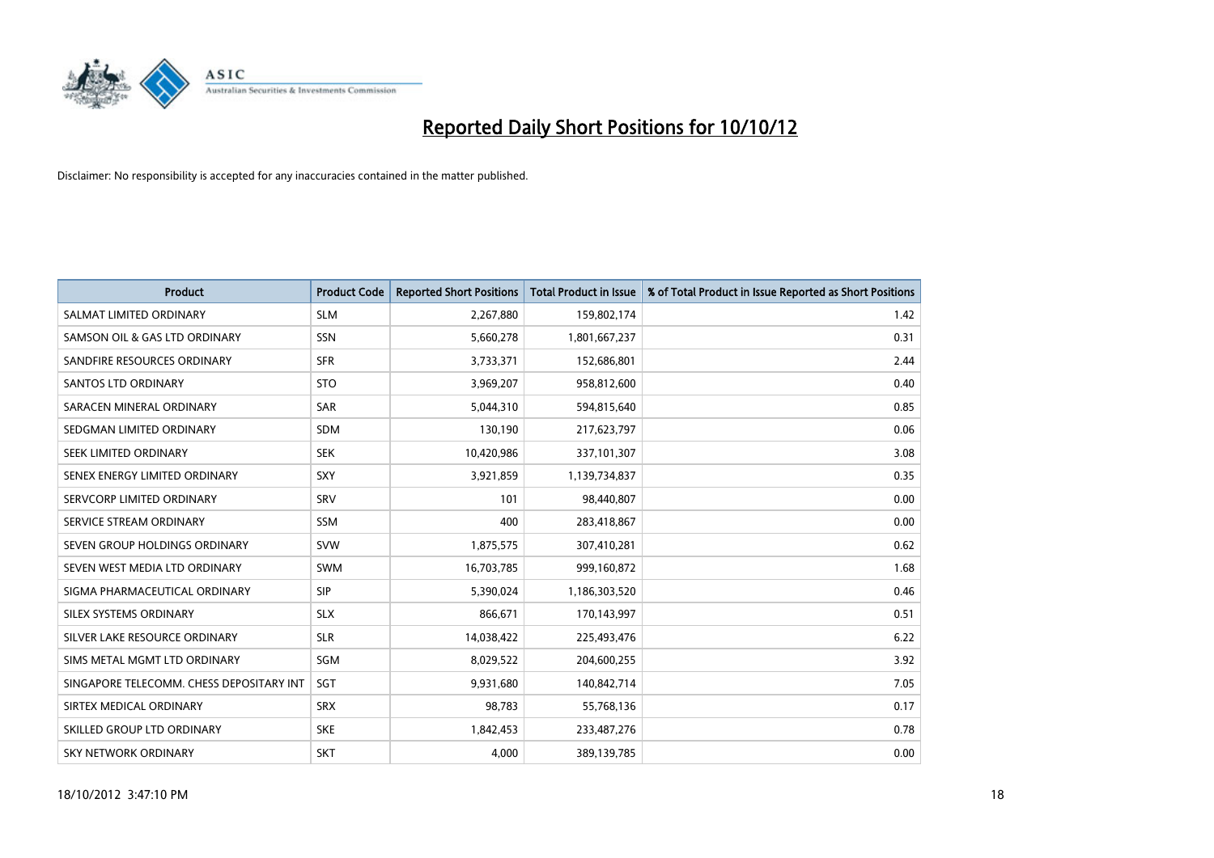# Reported Daily Short Positions for 10/10/12

Disclaimer: No responsibility is accepted for any inaccuracies contained in the matter published.

| Product | Product Code | Reported Short Positions | Total Product in Issue | % of Total Product in Issue Reported as Short Positions |
|---|---|---|---|---|
| SALMAT LIMITED ORDINARY | SLM | 2,267,880 | 159,802,174 | 1.42 |
| SAMSON OIL & GAS LTD ORDINARY | SSN | 5,660,278 | 1,801,667,237 | 0.31 |
| SANDFIRE RESOURCES ORDINARY | SFR | 3,733,371 | 152,686,801 | 2.44 |
| SANTOS LTD ORDINARY | STO | 3,969,207 | 958,812,600 | 0.40 |
| SARACEN MINERAL ORDINARY | SAR | 5,044,310 | 594,815,640 | 0.85 |
| SEDGMAN LIMITED ORDINARY | SDM | 130,190 | 217,623,797 | 0.06 |
| SEEK LIMITED ORDINARY | SEK | 10,420,986 | 337,101,307 | 3.08 |
| SENEX ENERGY LIMITED ORDINARY | SXY | 3,921,859 | 1,139,734,837 | 0.35 |
| SERVCORP LIMITED ORDINARY | SRV | 101 | 98,440,807 | 0.00 |
| SERVICE STREAM ORDINARY | SSM | 400 | 283,418,867 | 0.00 |
| SEVEN GROUP HOLDINGS ORDINARY | SVW | 1,875,575 | 307,410,281 | 0.62 |
| SEVEN WEST MEDIA LTD ORDINARY | SWM | 16,703,785 | 999,160,872 | 1.68 |
| SIGMA PHARMACEUTICAL ORDINARY | SIP | 5,390,024 | 1,186,303,520 | 0.46 |
| SILEX SYSTEMS ORDINARY | SLX | 866,671 | 170,143,997 | 0.51 |
| SILVER LAKE RESOURCE ORDINARY | SLR | 14,038,422 | 225,493,476 | 6.22 |
| SIMS METAL MGMT LTD ORDINARY | SGM | 8,029,522 | 204,600,255 | 3.92 |
| SINGAPORE TELECOMM. CHESS DEPOSITARY INT | SGT | 9,931,680 | 140,842,714 | 7.05 |
| SIRTEX MEDICAL ORDINARY | SRX | 98,783 | 55,768,136 | 0.17 |
| SKILLED GROUP LTD ORDINARY | SKE | 1,842,453 | 233,487,276 | 0.78 |
| SKY NETWORK ORDINARY | SKT | 4,000 | 389,139,785 | 0.00 |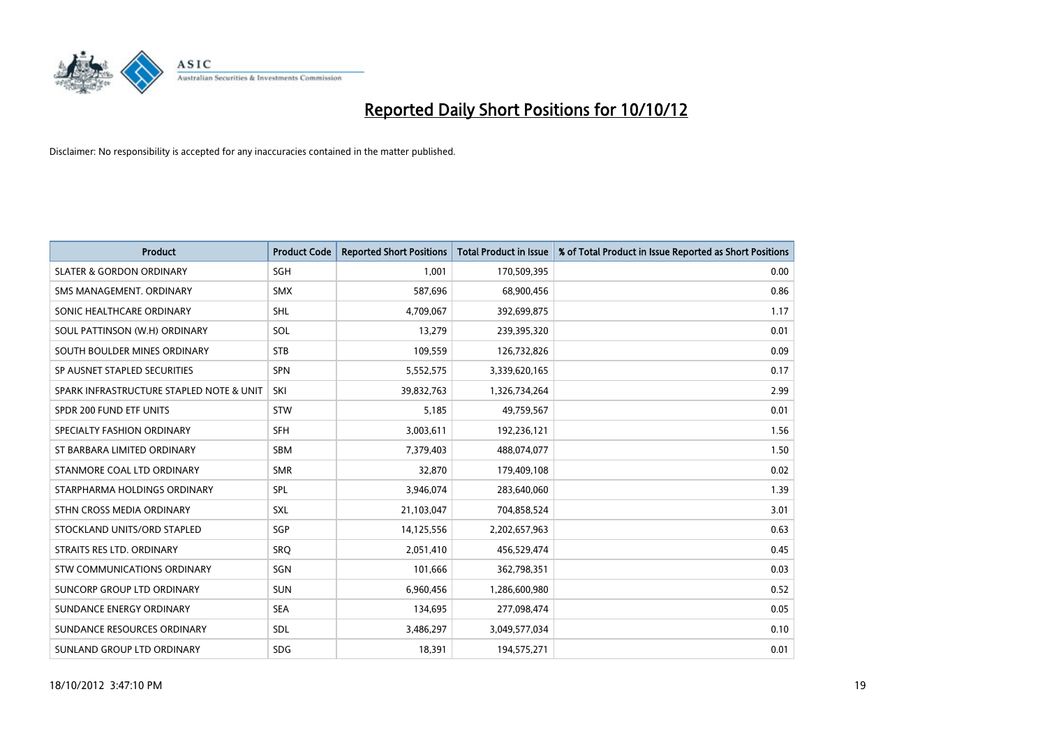# Reported Daily Short Positions for 10/10/12

Disclaimer: No responsibility is accepted for any inaccuracies contained in the matter published.

| Product | Product Code | Reported Short Positions | Total Product in Issue | % of Total Product in Issue Reported as Short Positions |
|---|---|---|---|---|
| SLATER & GORDON ORDINARY | SGH | 1,001 | 170,509,395 | 0.00 |
| SMS MANAGEMENT. ORDINARY | SMX | 587,696 | 68,900,456 | 0.86 |
| SONIC HEALTHCARE ORDINARY | SHL | 4,709,067 | 392,699,875 | 1.17 |
| SOUL PATTINSON (W.H) ORDINARY | SOL | 13,279 | 239,395,320 | 0.01 |
| SOUTH BOULDER MINES ORDINARY | STB | 109,559 | 126,732,826 | 0.09 |
| SP AUSNET STAPLED SECURITIES | SPN | 5,552,575 | 3,339,620,165 | 0.17 |
| SPARK INFRASTRUCTURE STAPLED NOTE & UNIT | SKI | 39,832,763 | 1,326,734,264 | 2.99 |
| SPDR 200 FUND ETF UNITS | STW | 5,185 | 49,759,567 | 0.01 |
| SPECIALTY FASHION ORDINARY | SFH | 3,003,611 | 192,236,121 | 1.56 |
| ST BARBARA LIMITED ORDINARY | SBM | 7,379,403 | 488,074,077 | 1.50 |
| STANMORE COAL LTD ORDINARY | SMR | 32,870 | 179,409,108 | 0.02 |
| STARPHARMA HOLDINGS ORDINARY | SPL | 3,946,074 | 283,640,060 | 1.39 |
| STHN CROSS MEDIA ORDINARY | SXL | 21,103,047 | 704,858,524 | 3.01 |
| STOCKLAND UNITS/ORD STAPLED | SGP | 14,125,556 | 2,202,657,963 | 0.63 |
| STRAITS RES LTD. ORDINARY | SRQ | 2,051,410 | 456,529,474 | 0.45 |
| STW COMMUNICATIONS ORDINARY | SGN | 101,666 | 362,798,351 | 0.03 |
| SUNCORP GROUP LTD ORDINARY | SUN | 6,960,456 | 1,286,600,980 | 0.52 |
| SUNDANCE ENERGY ORDINARY | SEA | 134,695 | 277,098,474 | 0.05 |
| SUNDANCE RESOURCES ORDINARY | SDL | 3,486,297 | 3,049,577,034 | 0.10 |
| SUNLAND GROUP LTD ORDINARY | SDG | 18,391 | 194,575,271 | 0.01 |

18/10/2012 3:47:10 PM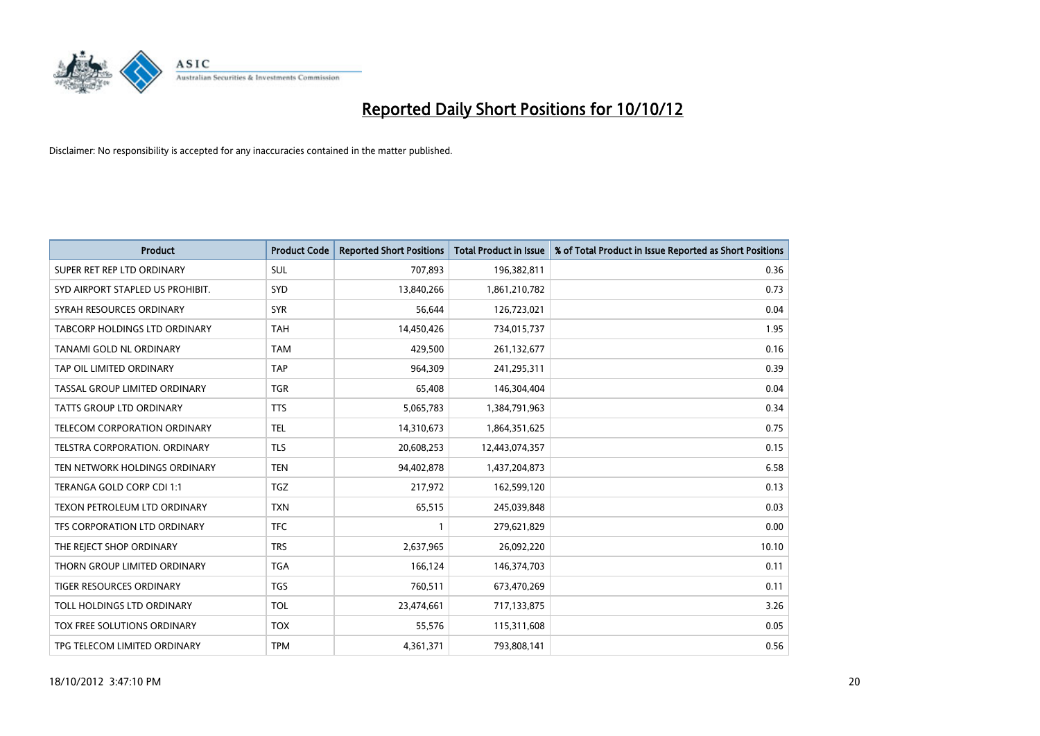# Reported Daily Short Positions for 10/10/12

Disclaimer: No responsibility is accepted for any inaccuracies contained in the matter published.

| Product | Product Code | Reported Short Positions | Total Product in Issue | % of Total Product in Issue Reported as Short Positions |
|---|---|---|---|---|
| SUPER RET REP LTD ORDINARY | SUL | 707,893 | 196,382,811 | 0.36 |
| SYD AIRPORT STAPLED US PROHIBIT. | SYD | 13,840,266 | 1,861,210,782 | 0.73 |
| SYRAH RESOURCES ORDINARY | SYR | 56,644 | 126,723,021 | 0.04 |
| TABCORP HOLDINGS LTD ORDINARY | TAH | 14,450,426 | 734,015,737 | 1.95 |
| TANAMI GOLD NL ORDINARY | TAM | 429,500 | 261,132,677 | 0.16 |
| TAP OIL LIMITED ORDINARY | TAP | 964,309 | 241,295,311 | 0.39 |
| TASSAL GROUP LIMITED ORDINARY | TGR | 65,408 | 146,304,404 | 0.04 |
| TATTS GROUP LTD ORDINARY | TTS | 5,065,783 | 1,384,791,963 | 0.34 |
| TELECOM CORPORATION ORDINARY | TEL | 14,310,673 | 1,864,351,625 | 0.75 |
| TELSTRA CORPORATION. ORDINARY | TLS | 20,608,253 | 12,443,074,357 | 0.15 |
| TEN NETWORK HOLDINGS ORDINARY | TEN | 94,402,878 | 1,437,204,873 | 6.58 |
| TERANGA GOLD CORP CDI 1:1 | TGZ | 217,972 | 162,599,120 | 0.13 |
| TEXON PETROLEUM LTD ORDINARY | TXN | 65,515 | 245,039,848 | 0.03 |
| TFS CORPORATION LTD ORDINARY | TFC | 1 | 279,621,829 | 0.00 |
| THE REJECT SHOP ORDINARY | TRS | 2,637,965 | 26,092,220 | 10.10 |
| THORN GROUP LIMITED ORDINARY | TGA | 166,124 | 146,374,703 | 0.11 |
| TIGER RESOURCES ORDINARY | TGS | 760,511 | 673,470,269 | 0.11 |
| TOLL HOLDINGS LTD ORDINARY | TOL | 23,474,661 | 717,133,875 | 3.26 |
| TOX FREE SOLUTIONS ORDINARY | TOX | 55,576 | 115,311,608 | 0.05 |
| TPG TELECOM LIMITED ORDINARY | TPM | 4,361,371 | 793,808,141 | 0.56 |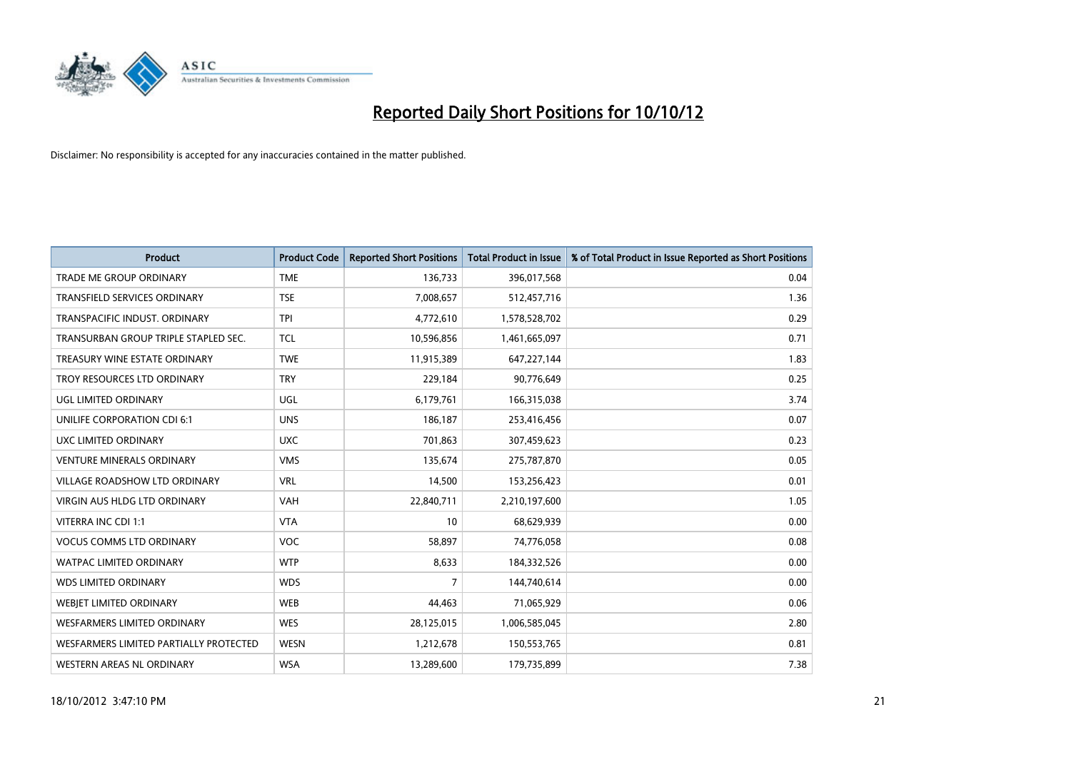# Reported Daily Short Positions for 10/10/12

Disclaimer: No responsibility is accepted for any inaccuracies contained in the matter published.

| Product | Product Code | Reported Short Positions | Total Product in Issue | % of Total Product in Issue Reported as Short Positions |
|---|---|---|---|---|
| TRADE ME GROUP ORDINARY | TME | 136,733 | 396,017,568 | 0.04 |
| TRANSFIELD SERVICES ORDINARY | TSE | 7,008,657 | 512,457,716 | 1.36 |
| TRANSPACIFIC INDUST. ORDINARY | TPI | 4,772,610 | 1,578,528,702 | 0.29 |
| TRANSURBAN GROUP TRIPLE STAPLED SEC. | TCL | 10,596,856 | 1,461,665,097 | 0.71 |
| TREASURY WINE ESTATE ORDINARY | TWE | 11,915,389 | 647,227,144 | 1.83 |
| TROY RESOURCES LTD ORDINARY | TRY | 229,184 | 90,776,649 | 0.25 |
| UGL LIMITED ORDINARY | UGL | 6,179,761 | 166,315,038 | 3.74 |
| UNILIFE CORPORATION CDI 6:1 | UNS | 186,187 | 253,416,456 | 0.07 |
| UXC LIMITED ORDINARY | UXC | 701,863 | 307,459,623 | 0.23 |
| VENTURE MINERALS ORDINARY | VMS | 135,674 | 275,787,870 | 0.05 |
| VILLAGE ROADSHOW LTD ORDINARY | VRL | 14,500 | 153,256,423 | 0.01 |
| VIRGIN AUS HLDG LTD ORDINARY | VAH | 22,840,711 | 2,210,197,600 | 1.05 |
| VITERRA INC CDI 1:1 | VTA | 10 | 68,629,939 | 0.00 |
| VOCUS COMMS LTD ORDINARY | VOC | 58,897 | 74,776,058 | 0.08 |
| WATPAC LIMITED ORDINARY | WTP | 8,633 | 184,332,526 | 0.00 |
| WDS LIMITED ORDINARY | WDS | 7 | 144,740,614 | 0.00 |
| WEBJET LIMITED ORDINARY | WEB | 44,463 | 71,065,929 | 0.06 |
| WESFARMERS LIMITED ORDINARY | WES | 28,125,015 | 1,006,585,045 | 2.80 |
| WESFARMERS LIMITED PARTIALLY PROTECTED | WESN | 1,212,678 | 150,553,765 | 0.81 |
| WESTERN AREAS NL ORDINARY | WSA | 13,289,600 | 179,735,899 | 7.38 |

18/10/2012 3:47:10 PM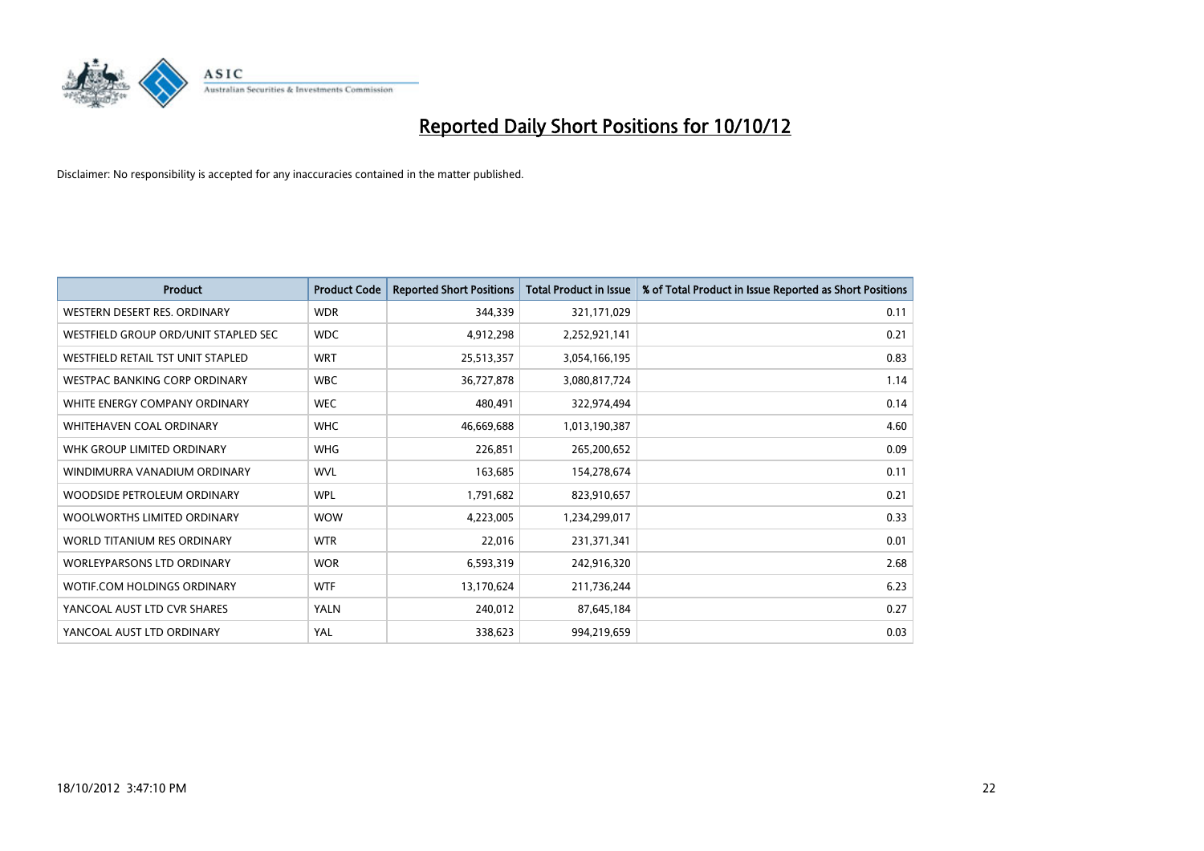# Reported Daily Short Positions for 10/10/12

Disclaimer: No responsibility is accepted for any inaccuracies contained in the matter published.

| Product | Product Code | Reported Short Positions | Total Product in Issue | % of Total Product in Issue Reported as Short Positions |
|---|---|---|---|---|
| WESTERN DESERT RES. ORDINARY | WDR | 344,339 | 321,171,029 | 0.11 |
| WESTFIELD GROUP ORD/UNIT STAPLED SEC | WDC | 4,912,298 | 2,252,921,141 | 0.21 |
| WESTFIELD RETAIL TST UNIT STAPLED | WRT | 25,513,357 | 3,054,166,195 | 0.83 |
| WESTPAC BANKING CORP ORDINARY | WBC | 36,727,878 | 3,080,817,724 | 1.14 |
| WHITE ENERGY COMPANY ORDINARY | WEC | 480,491 | 322,974,494 | 0.14 |
| WHITEHAVEN COAL ORDINARY | WHC | 46,669,688 | 1,013,190,387 | 4.60 |
| WHK GROUP LIMITED ORDINARY | WHG | 226,851 | 265,200,652 | 0.09 |
| WINDIMURRA VANADIUM ORDINARY | WVL | 163,685 | 154,278,674 | 0.11 |
| WOODSIDE PETROLEUM ORDINARY | WPL | 1,791,682 | 823,910,657 | 0.21 |
| WOOLWORTHS LIMITED ORDINARY | WOW | 4,223,005 | 1,234,299,017 | 0.33 |
| WORLD TITANIUM RES ORDINARY | WTR | 22,016 | 231,371,341 | 0.01 |
| WORLEYPARSONS LTD ORDINARY | WOR | 6,593,319 | 242,916,320 | 2.68 |
| WOTIF.COM HOLDINGS ORDINARY | WTF | 13,170,624 | 211,736,244 | 6.23 |
| YANCOAL AUST LTD CVR SHARES | YALN | 240,012 | 87,645,184 | 0.27 |
| YANCOAL AUST LTD ORDINARY | YAL | 338,623 | 994,219,659 | 0.03 |

18/10/2012 3:47:10 PM